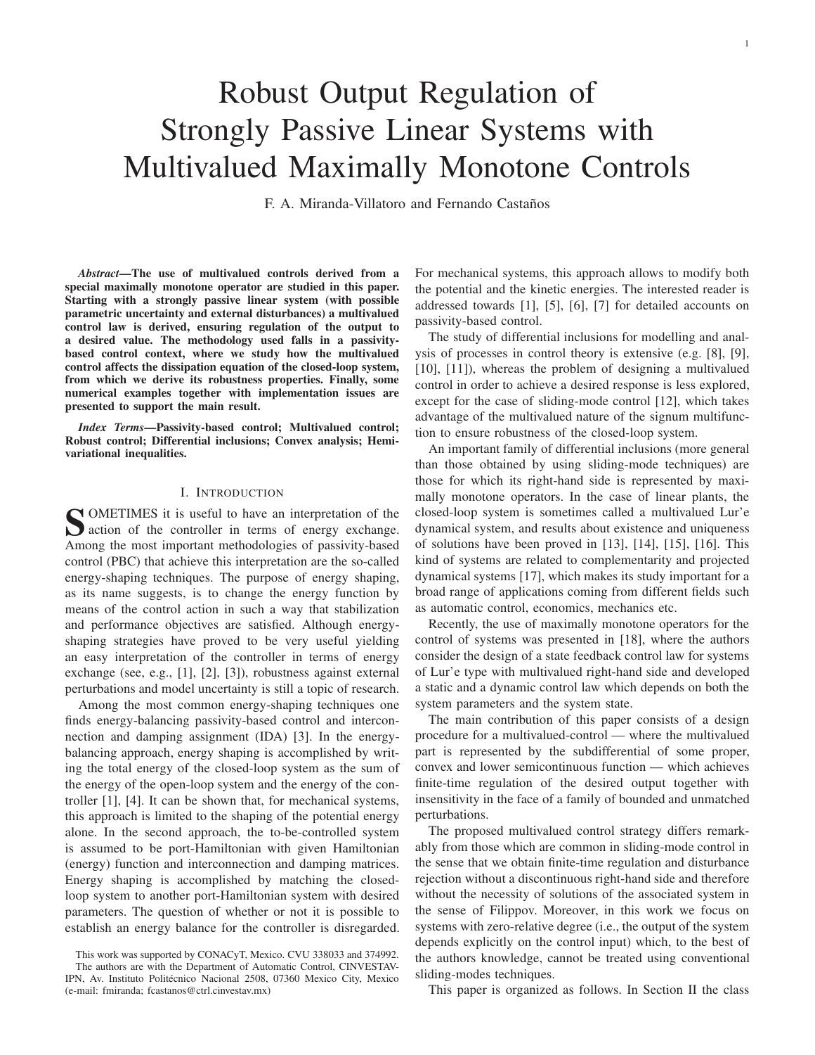# Robust Output Regulation of Strongly Passive Linear Systems with Multivalued Maximally Monotone Controls

F. A. Miranda-Villatoro and Fernando Castaños

***Abstract*—The use of multivalued controls derived from a special maximally monotone operator are studied in this paper. Starting with a strongly passive linear system (with possible parametric uncertainty and external disturbances) a multivalued control law is derived, ensuring regulation of the output to a desired value. The methodology used falls in a passivity-based control context, where we study how the multivalued control affects the dissipation equation of the closed-loop system, from which we derive its robustness properties. Finally, some numerical examples together with implementation issues are presented to support the main result.**

***Index Terms*—Passivity-based control; Multivalued control; Robust control; Differential inclusions; Convex analysis; Hemivariational inequalities.**

## I. Introduction

Sometimes it is useful to have an interpretation of the action of the controller in terms of energy exchange. Among the most important methodologies of passivity-based control (PBC) that achieve this interpretation are the so-called energy-shaping techniques. The purpose of energy shaping, as its name suggests, is to change the energy function by means of the control action in such a way that stabilization and performance objectives are satisfied. Although energy-shaping strategies have proved to be very useful yielding an easy interpretation of the controller in terms of energy exchange (see, e.g., [1], [2], [3]), robustness against external perturbations and model uncertainty is still a topic of research.

Among the most common energy-shaping techniques one finds energy-balancing passivity-based control and interconnection and damping assignment (IDA) [3]. In the energy-balancing approach, energy shaping is accomplished by writing the total energy of the closed-loop system as the sum of the energy of the open-loop system and the energy of the controller [1], [4]. It can be shown that, for mechanical systems, this approach is limited to the shaping of the potential energy alone. In the second approach, the to-be-controlled system is assumed to be port-Hamiltonian with given Hamiltonian (energy) function and interconnection and damping matrices. Energy shaping is accomplished by matching the closed-loop system to another port-Hamiltonian system with desired parameters. The question of whether or not it is possible to establish an energy balance for the controller is disregarded. For mechanical systems, this approach allows to modify both the potential and the kinetic energies. The interested reader is addressed towards [1], [5], [6], [7] for detailed accounts on passivity-based control.

The study of differential inclusions for modelling and analysis of processes in control theory is extensive (e.g. [8], [9], [10], [11]), whereas the problem of designing a multivalued control in order to achieve a desired response is less explored, except for the case of sliding-mode control [12], which takes advantage of the multivalued nature of the signum multifunction to ensure robustness of the closed-loop system.

An important family of differential inclusions (more general than those obtained by using sliding-mode techniques) are those for which its right-hand side is represented by maximally monotone operators. In the case of linear plants, the closed-loop system is sometimes called a multivalued Lur'e dynamical system, and results about existence and uniqueness of solutions have been proved in [13], [14], [15], [16]. This kind of systems are related to complementarity and projected dynamical systems [17], which makes its study important for a broad range of applications coming from different fields such as automatic control, economics, mechanics etc.

Recently, the use of maximally monotone operators for the control of systems was presented in [18], where the authors consider the design of a state feedback control law for systems of Lur'e type with multivalued right-hand side and developed a static and a dynamic control law which depends on both the system parameters and the system state.

The main contribution of this paper consists of a design procedure for a multivalued-control — where the multivalued part is represented by the subdifferential of some proper, convex and lower semicontinuous function — which achieves finite-time regulation of the desired output together with insensitivity in the face of a family of bounded and unmatched perturbations.

The proposed multivalued control strategy differs remarkably from those which are common in sliding-mode control in the sense that we obtain finite-time regulation and disturbance rejection without a discontinuous right-hand side and therefore without the necessity of solutions of the associated system in the sense of Filippov. Moreover, in this work we focus on systems with zero-relative degree (i.e., the output of the system depends explicitly on the control input) which, to the best of the authors knowledge, cannot be treated using conventional sliding-modes techniques.

This paper is organized as follows. In Section II the class

This work was supported by CONACyT, Mexico. CVU 338033 and 374992. The authors are with the Department of Automatic Control, CINVESTAV-IPN, Av. Instituto Politécnico Nacional 2508, 07360 Mexico City, Mexico (e-mail: fmiranda; fcastanos@ctrl.cinvestav.mx)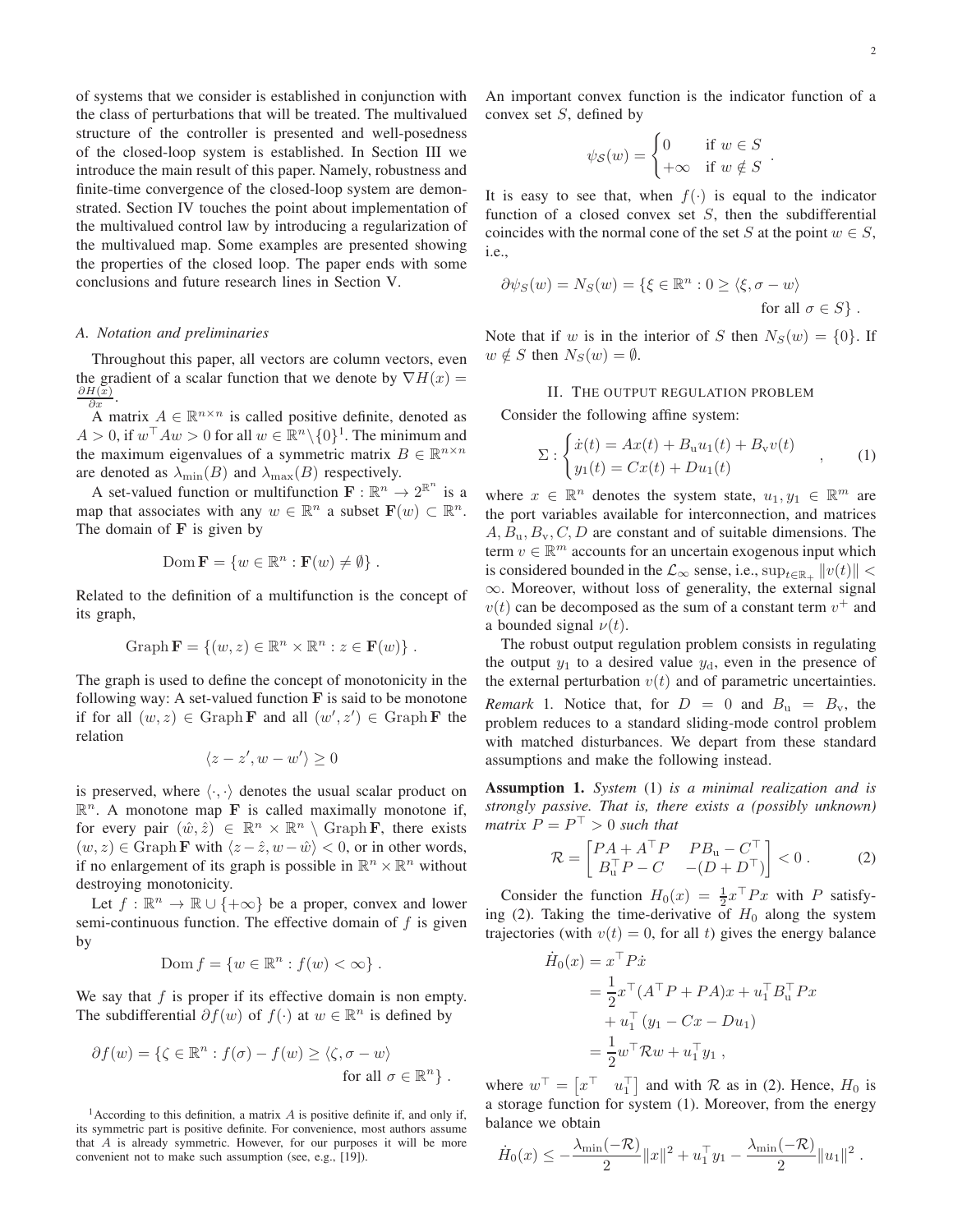of systems that we consider is established in conjunction with the class of perturbations that will be treated. The multivalued structure of the controller is presented and well-posedness of the closed-loop system is established. In Section III we introduce the main result of this paper. Namely, robustness and finite-time convergence of the closed-loop system are demonstrated. Section IV touches the point about implementation of the multivalued control law by introducing a regularization of the multivalued map. Some examples are presented showing the properties of the closed loop. The paper ends with some conclusions and future research lines in Section V.

### A. Notation and preliminaries

Throughout this paper, all vectors are column vectors, even the gradient of a scalar function that we denote by $\nabla H(x) = \frac{\partial H(x)}{\partial x}$.

A matrix $A \in \mathbb{R}^{n\times n}$ is called positive definite, denoted as $A > 0$, if $w^\top A w > 0$ for all $w \in \mathbb{R}^n \backslash \{0\}$[1]. The minimum and the maximum eigenvalues of a symmetric matrix $B \in \mathbb{R}^{n\times n}$ are denoted as $\lambda_{\min}(B)$ and $\lambda_{\max}(B)$ respectively.

A set-valued function or multifunction $\mathbf{F} : \mathbb{R}^n \to 2^{\mathbb{R}^n}$ is a map that associates with any $w \in \mathbb{R}^n$ a subset $\mathbf{F}(w) \subset \mathbb{R}^n$. The domain of $\mathbf{F}$ is given by

$$\operatorname{Dom} \mathbf{F} = \{w \in \mathbb{R}^n : \mathbf{F}(w) \neq \emptyset\} .$$

Related to the definition of a multifunction is the concept of its graph,

$$\operatorname{Graph} \mathbf{F} = \{(w, z) \in \mathbb{R}^n \times \mathbb{R}^n : z \in \mathbf{F}(w)\} .$$

The graph is used to define the concept of monotonicity in the following way: A set-valued function $\mathbf{F}$ is said to be monotone if for all $(w, z) \in \operatorname{Graph} \mathbf{F}$ and all $(w', z') \in \operatorname{Graph} \mathbf{F}$ the relation

$$\langle z - z', w - w'\rangle \geq 0$$

is preserved, where $\langle \cdot, \cdot\rangle$ denotes the usual scalar product on $\mathbb{R}^n$. A monotone map $\mathbf{F}$ is called maximally monotone if, for every pair $(\hat{w}, \hat{z}) \in \mathbb{R}^n \times \mathbb{R}^n \setminus \operatorname{Graph} \mathbf{F}$, there exists $(w, z) \in \operatorname{Graph} \mathbf{F}$ with $\langle z - \hat{z}, w - \hat{w}\rangle < 0$, or in other words, if no enlargement of its graph is possible in $\mathbb{R}^n \times \mathbb{R}^n$ without destroying monotonicity.

Let $f : \mathbb{R}^n \to \mathbb{R} \cup \{+\infty\}$ be a proper, convex and lower semi-continuous function. The effective domain of $f$ is given by

$$\operatorname{Dom} f = \{w \in \mathbb{R}^n : f(w) < \infty\} .$$

We say that $f$ is proper if its effective domain is non empty. The subdifferential $\partial f(w)$ of $f(\cdot)$ at $w \in \mathbb{R}^n$ is defined by

$$\partial f(w) = \{\zeta \in \mathbb{R}^n : f(\sigma) - f(w) \geq \langle \zeta, \sigma - w\rangle \text{ for all } \sigma \in \mathbb{R}^n\} .$$

[1] According to this definition, a matrix $A$ is positive definite if, and only if, its symmetric part is positive definite. For convenience, most authors assume that $A$ is already symmetric. However, for our purposes it will be more convenient not to make such assumption (see, e.g., [19]).

An important convex function is the indicator function of a convex set $S$, defined by

$$\psi_S(w) = \begin{cases} 0 & \text{if } w \in S \\ +\infty & \text{if } w \notin S \end{cases} .$$

It is easy to see that, when $f(\cdot)$ is equal to the indicator function of a closed convex set $S$, then the subdifferential coincides with the normal cone of the set $S$ at the point $w \in S$, i.e.,

$$\partial \psi_S(w) = N_S(w) = \{\xi \in \mathbb{R}^n : 0 \geq \langle \xi, \sigma - w\rangle \text{ for all } \sigma \in S\} .$$

Note that if $w$ is in the interior of $S$ then $N_S(w) = \{0\}$. If $w \notin S$ then $N_S(w) = \emptyset$.

## II. The output regulation problem

Consider the following affine system:

$$\Sigma : \begin{cases} \dot{x}(t) = Ax(t) + B_{\mathrm{u}} u_1(t) + B_{\mathrm{v}} v(t) \\ y_1(t) = Cx(t) + Du_1(t) \end{cases} , \qquad (1)$$

where $x \in \mathbb{R}^n$ denotes the system state, $u_1, y_1 \in \mathbb{R}^m$ are the port variables available for interconnection, and matrices $A, B_{\mathrm{u}}, B_{\mathrm{v}}, C, D$ are constant and of suitable dimensions. The term $v \in \mathbb{R}^m$ accounts for an uncertain exogenous input which is considered bounded in the $\mathcal{L}_\infty$ sense, i.e., $\sup_{t\in\mathbb{R}_+} \|v(t)\| < \infty$. Moreover, without loss of generality, the external signal $v(t)$ can be decomposed as the sum of a constant term $v^+$ and a bounded signal $\nu(t)$.

The robust output regulation problem consists in regulating the output $y_1$ to a desired value $y_{\mathrm{d}}$, even in the presence of the external perturbation $v(t)$ and of parametric uncertainties.

*Remark* 1. Notice that, for $D = 0$ and $B_{\mathrm{u}} = B_{\mathrm{v}}$, the problem reduces to a standard sliding-mode control problem with matched disturbances. We depart from these standard assumptions and make the following instead.

**Assumption 1.** *System* (1) *is a minimal realization and is strongly passive. That is, there exists a (possibly unknown) matrix $P = P^\top > 0$ such that*

$$\mathcal{R} = \begin{bmatrix} PA + A^\top P & PB_{\mathrm{u}} - C^\top \\ B_{\mathrm{u}}^\top P - C & -(D + D^\top) \end{bmatrix} < 0 . \qquad (2)$$

Consider the function $H_0(x) = \frac{1}{2}x^\top P x$ with $P$ satisfying (2). Taking the time-derivative of $H_0$ along the system trajectories (with $v(t) = 0$, for all $t$) gives the energy balance

$$\begin{aligned} \dot{H}_0(x) &= x^\top P \dot{x} \\ &= \frac{1}{2}x^\top(A^\top P + PA)x + u_1^\top B_{\mathrm{u}}^\top P x \\ &\quad + u_1^\top (y_1 - Cx - Du_1) \\ &= \frac{1}{2}w^\top \mathcal{R} w + u_1^\top y_1 , \end{aligned}$$

where $w^\top = \begin{bmatrix} x^\top & u_1^\top \end{bmatrix}$ and with $\mathcal{R}$ as in (2). Hence, $H_0$ is a storage function for system (1). Moreover, from the energy balance we obtain

$$\dot{H}_0(x) \leq -\frac{\lambda_{\min}(-\mathcal{R})}{2}\|x\|^2 + u_1^\top y_1 - \frac{\lambda_{\min}(-\mathcal{R})}{2}\|u_1\|^2 .$$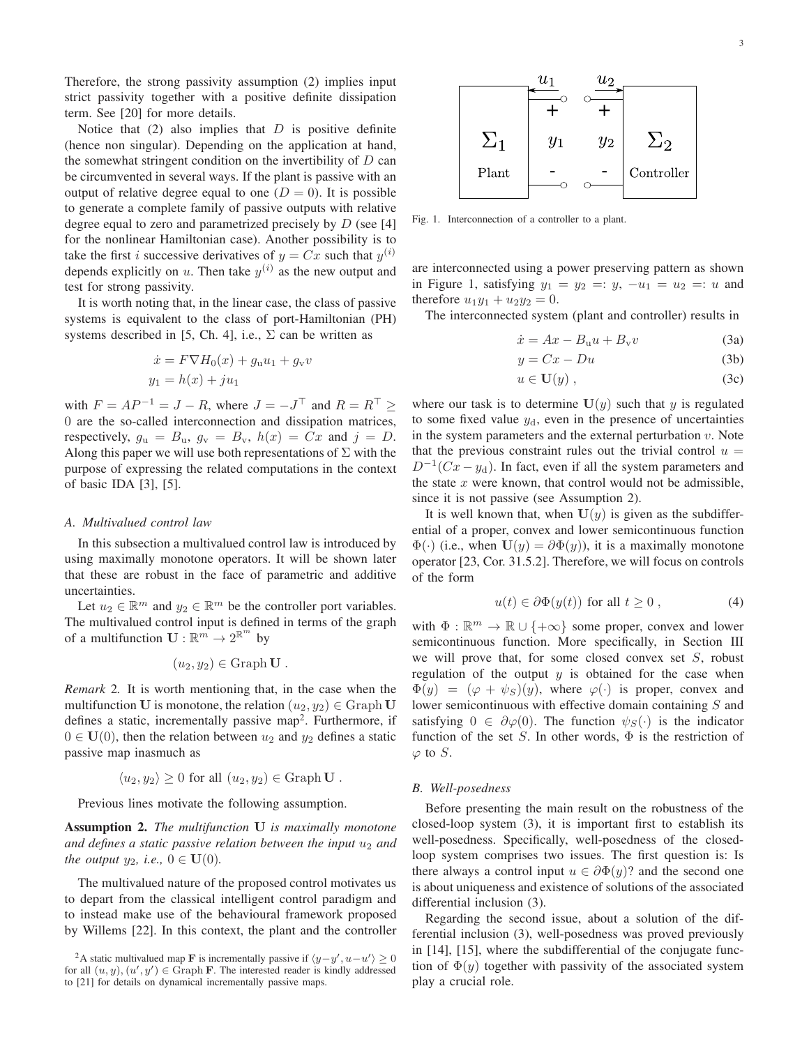Therefore, the strong passivity assumption (2) implies input strict passivity together with a positive definite dissipation term. See [20] for more details.

Notice that (2) also implies that $D$ is positive definite (hence non singular). Depending on the application at hand, the somewhat stringent condition on the invertibility of $D$ can be circumvented in several ways. If the plant is passive with an output of relative degree equal to one ($D = 0$). It is possible to generate a complete family of passive outputs with relative degree equal to zero and parametrized precisely by $D$ (see [4] for the nonlinear Hamiltonian case). Another possibility is to take the first $i$ successive derivatives of $y = Cx$ such that $y^{(i)}$ depends explicitly on $u$. Then take $y^{(i)}$ as the new output and test for strong passivity.

It is worth noting that, in the linear case, the class of passive systems is equivalent to the class of port-Hamiltonian (PH) systems described in [5, Ch. 4], i.e., $\Sigma$ can be written as

$$\dot{x} = F\nabla H_0(x) + g_{\mathrm{u}}u_1 + g_{\mathrm{v}}v$$
$$y_1 = h(x) + ju_1$$

with $F = AP^{-1} = J - R$, where $J = -J^{\top}$ and $R = R^{\top} \geq 0$ are the so-called interconnection and dissipation matrices, respectively, $g_{\mathrm{u}} = B_{\mathrm{u}}$, $g_{\mathrm{v}} = B_{\mathrm{v}}$, $h(x) = Cx$ and $j = D$. Along this paper we will use both representations of $\Sigma$ with the purpose of expressing the related computations in the context of basic IDA [3], [5].

### A. Multivalued control law

In this subsection a multivalued control law is introduced by using maximally monotone operators. It will be shown later that these are robust in the face of parametric and additive uncertainties.

Let $u_2 \in \mathbb{R}^m$ and $y_2 \in \mathbb{R}^m$ be the controller port variables. The multivalued control input is defined in terms of the graph of a multifunction $\mathbf{U} : \mathbb{R}^m \to 2^{\mathbb{R}^m}$ by

$$(u_2, y_2) \in \operatorname{Graph} \mathbf{U} .$$

*Remark 2.* It is worth mentioning that, in the case when the multifunction $\mathbf{U}$ is monotone, the relation $(u_2, y_2) \in \operatorname{Graph} \mathbf{U}$ defines a static, incrementally passive map[2]. Furthermore, if $0 \in \mathbf{U}(0)$, then the relation between $u_2$ and $y_2$ defines a static passive map inasmuch as

$$\langle u_2, y_2 \rangle \geq 0 \text{ for all } (u_2, y_2) \in \operatorname{Graph} \mathbf{U} .$$

Previous lines motivate the following assumption.

**Assumption 2.** *The multifunction* $\mathbf{U}$ *is maximally monotone and defines a static passive relation between the input* $u_2$ *and the output* $y_2$*, i.e.,* $0 \in \mathbf{U}(0)$.

The multivalued nature of the proposed control motivates us to depart from the classical intelligent control paradigm and to instead make use of the behavioural framework proposed by Willems [22]. In this context, the plant and the controller are interconnected using a power preserving pattern as shown in Figure 1, satisfying $y_1 = y_2 =: y$, $-u_1 = u_2 =: u$ and therefore $u_1 y_1 + u_2 y_2 = 0$.

Fig. 1. Interconnection of a controller to a plant.

The interconnected system (plant and controller) results in

$$\dot{x} = Ax - B_{\mathrm{u}}u + B_{\mathrm{v}}v \tag{3a}$$
$$y = Cx - Du \tag{3b}$$
$$u \in \mathbf{U}(y) , \tag{3c}$$

where our task is to determine $\mathbf{U}(y)$ such that $y$ is regulated to some fixed value $y_{\mathrm{d}}$, even in the presence of uncertainties in the system parameters and the external perturbation $v$. Note that the previous constraint rules out the trivial control $u = D^{-1}(Cx - y_{\mathrm{d}})$. In fact, even if all the system parameters and the state $x$ were known, that control would not be admissible, since it is not passive (see Assumption 2).

It is well known that, when $\mathbf{U}(y)$ is given as the subdifferential of a proper, convex and lower semicontinuous function $\Phi(\cdot)$ (i.e., when $\mathbf{U}(y) = \partial\Phi(y)$), it is a maximally monotone operator [23, Cor. 31.5.2]. Therefore, we will focus on controls of the form

$$u(t) \in \partial\Phi(y(t)) \text{ for all } t \geq 0 , \tag{4}$$

with $\Phi : \mathbb{R}^m \to \mathbb{R} \cup \{+\infty\}$ some proper, convex and lower semicontinuous function. More specifically, in Section III we will prove that, for some closed convex set $S$, robust regulation of the output $y$ is obtained for the case when $\Phi(y) = (\varphi + \psi_S)(y)$, where $\varphi(\cdot)$ is proper, convex and lower semicontinuous with effective domain containing $S$ and satisfying $0 \in \partial\varphi(0)$. The function $\psi_S(\cdot)$ is the indicator function of the set $S$. In other words, $\Phi$ is the restriction of $\varphi$ to $S$.

### B. Well-posedness

Before presenting the main result on the robustness of the closed-loop system (3), it is important first to establish its well-posedness. Specifically, well-posedness of the closed-loop system comprises two issues. The first question is: Is there always a control input $u \in \partial\Phi(y)$? and the second one is about uniqueness and existence of solutions of the associated differential inclusion (3).

Regarding the second issue, about a solution of the differential inclusion (3), well-posedness was proved previously in [14], [15], where the subdifferential of the conjugate function of $\Phi(y)$ together with passivity of the associated system play a crucial role.

[2] A static multivalued map $\mathbf{F}$ is incrementally passive if $\langle y - y', u - u' \rangle \geq 0$ for all $(u, y), (u', y') \in \operatorname{Graph} \mathbf{F}$. The interested reader is kindly addressed to [21] for details on dynamical incrementally passive maps.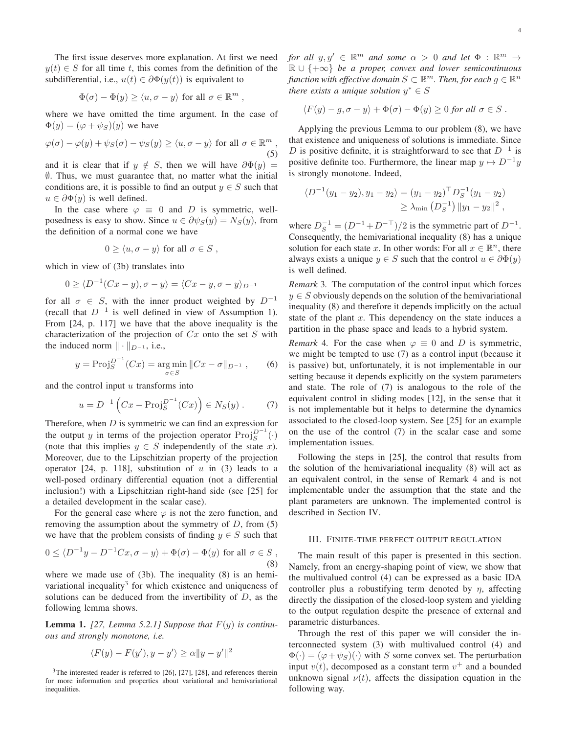The first issue deserves more explanation. At first we need $y(t) \in S$ for all time $t$, this comes from the definition of the subdifferential, i.e., $u(t) \in \partial\Phi(y(t))$ is equivalent to

$$\Phi(\sigma) - \Phi(y) \geq \langle u, \sigma - y\rangle \text{ for all } \sigma \in \mathbb{R}^m ,$$

where we have omitted the time argument. In the case of $\Phi(y) = (\varphi + \psi_S)(y)$ we have

$$\varphi(\sigma) - \varphi(y) + \psi_S(\sigma) - \psi_S(y) \geq \langle u, \sigma - y\rangle \text{ for all } \sigma \in \mathbb{R}^m , \tag{5}$$

and it is clear that if $y \notin S$, then we will have $\partial\Phi(y) = \emptyset$. Thus, we must guarantee that, no matter what the initial conditions are, it is possible to find an output $y \in S$ such that $u \in \partial\Phi(y)$ is well defined.

In the case where $\varphi \equiv 0$ and $D$ is symmetric, well-posedness is easy to show. Since $u \in \partial\psi_S(y) = N_S(y)$, from the definition of a normal cone we have

$$0 \geq \langle u, \sigma - y\rangle \text{ for all } \sigma \in S ,$$

which in view of (3b) translates into

$$0 \geq \langle D^{-1}(Cx - y), \sigma - y\rangle = \langle Cx - y, \sigma - y\rangle_{D^{-1}}$$

for all $\sigma \in S$, with the inner product weighted by $D^{-1}$ (recall that $D^{-1}$ is well defined in view of Assumption 1). From [24, p. 117] we have that the above inequality is the characterization of the projection of $Cx$ onto the set $S$ with the induced norm $\|\cdot\|_{D^{-1}}$, i.e.,

$$y = \mathrm{Proj}_S^{D^{-1}}(Cx) = \underset{\sigma\in S}{\arg\min} \|Cx - \sigma\|_{D^{-1}} , \tag{6}$$

and the control input $u$ transforms into

$$u = D^{-1}\left(Cx - \mathrm{Proj}_S^{D^{-1}}(Cx)\right) \in N_S(y) . \tag{7}$$

Therefore, when $D$ is symmetric we can find an expression for the output $y$ in terms of the projection operator $\mathrm{Proj}_S^{D^{-1}}(\cdot)$ (note that this implies $y \in S$ independently of the state $x$). Moreover, due to the Lipschitzian property of the projection operator [24, p. 118], substitution of $u$ in (3) leads to a well-posed ordinary differential equation (not a differential inclusion!) with a Lipschitzian right-hand side (see [25] for a detailed development in the scalar case).

For the general case where $\varphi$ is not the zero function, and removing the assumption about the symmetry of $D$, from (5) we have that the problem consists of finding $y \in S$ such that

$$0 \leq \langle D^{-1}y - D^{-1}Cx, \sigma - y\rangle + \Phi(\sigma) - \Phi(y) \text{ for all } \sigma \in S , \tag{8}$$

where we made use of (3b). The inequality (8) is an hemivariational inequality[3] for which existence and uniqueness of solutions can be deduced from the invertibility of $D$, as the following lemma shows.

**Lemma 1.** *[27, Lemma 5.2.1] Suppose that $F(y)$ is continuous and strongly monotone, i.e.*

$$\langle F(y) - F(y'), y - y'\rangle \geq \alpha\|y - y'\|^2$$

*for all $y, y' \in \mathbb{R}^m$ and some $\alpha > 0$ and let $\Phi : \mathbb{R}^m \to \mathbb{R} \cup \{+\infty\}$ be a proper, convex and lower semicontinuous function with effective domain $S \subset \mathbb{R}^m$. Then, for each $g \in \mathbb{R}^n$ there exists a unique solution $y^* \in S$*

$$\langle F(y) - g, \sigma - y\rangle + \Phi(\sigma) - \Phi(y) \geq 0 \textit{ for all } \sigma \in S .$$

Applying the previous Lemma to our problem (8), we have that existence and uniqueness of solutions is immediate. Since $D$ is positive definite, it is straightforward to see that $D^{-1}$ is positive definite too. Furthermore, the linear map $y \mapsto D^{-1}y$ is strongly monotone. Indeed,

$$\begin{aligned}\langle D^{-1}(y_1 - y_2), y_1 - y_2\rangle &= (y_1 - y_2)^\top D_S^{-1}(y_1 - y_2) \\ &\geq \lambda_{\min}\left(D_S^{-1}\right)\|y_1 - y_2\|^2 ,\end{aligned}$$

where $D_S^{-1} = (D^{-1} + D^{-\top})/2$ is the symmetric part of $D^{-1}$. Consequently, the hemivariational inequality (8) has a unique solution for each state $x$. In other words: For all $x \in \mathbb{R}^n$, there always exists a unique $y \in S$ such that the control $u \in \partial\Phi(y)$ is well defined.

*Remark 3.* The computation of the control input which forces $y \in S$ obviously depends on the solution of the hemivariational inequality (8) and therefore it depends implicitly on the actual state of the plant $x$. This dependency on the state induces a partition in the phase space and leads to a hybrid system.

*Remark 4.* For the case when $\varphi \equiv 0$ and $D$ is symmetric, we might be tempted to use (7) as a control input (because it is passive) but, unfortunately, it is not implementable in our setting because it depends explicitly on the system parameters and state. The role of (7) is analogous to the role of the equivalent control in sliding modes [12], in the sense that it is not implementable but it helps to determine the dynamics associated to the closed-loop system. See [25] for an example on the use of the control (7) in the scalar case and some implementation issues.

Following the steps in [25], the control that results from the solution of the hemivariational inequality (8) will act as an equivalent control, in the sense of Remark 4 and is not implementable under the assumption that the state and the plant parameters are unknown. The implemented control is described in Section IV.

## III. Finite-time perfect output regulation

The main result of this paper is presented in this section. Namely, from an energy-shaping point of view, we show that the multivalued control (4) can be expressed as a basic IDA controller plus a robustifying term denoted by $\eta$, affecting directly the dissipation of the closed-loop system and yielding to the output regulation despite the presence of external and parametric disturbances.

Through the rest of this paper we will consider the interconnected system (3) with multivalued control (4) and $\Phi(\cdot) = (\varphi + \psi_S)(\cdot)$ with $S$ some convex set. The perturbation input $v(t)$, decomposed as a constant term $v^+$ and a bounded unknown signal $\nu(t)$, affects the dissipation equation in the following way.

[3] The interested reader is referred to [26], [27], [28], and references therein for more information and properties about variational and hemivariational inequalities.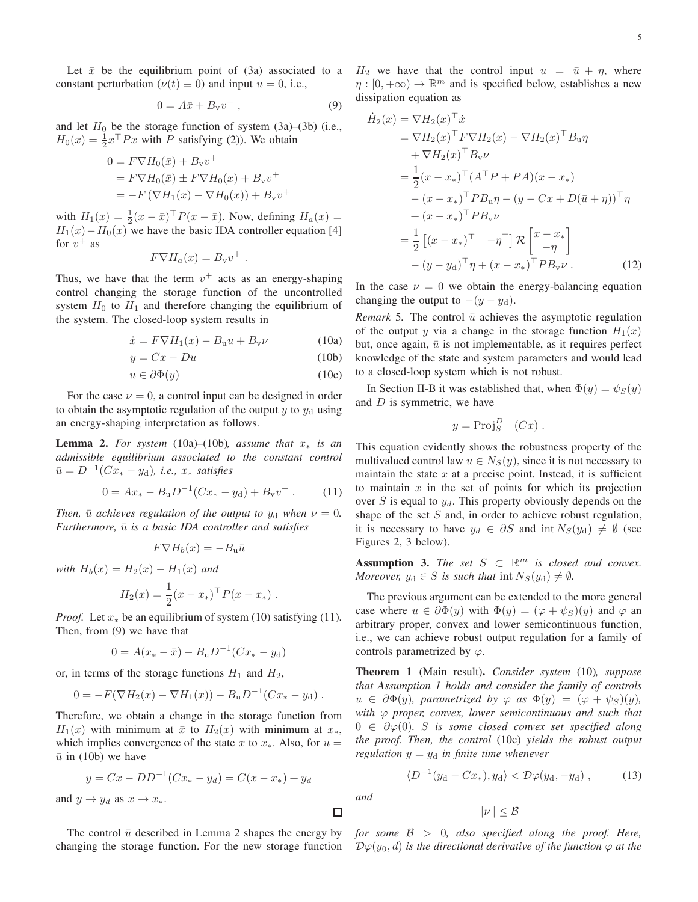Let $\bar{x}$ be the equilibrium point of (3a) associated to a constant perturbation ($\nu(t) \equiv 0$) and input $u = 0$, i.e.,

$$0 = A\bar{x} + B_{\mathrm{v}} v^+ , \tag{9}$$

and let $H_0$ be the storage function of system (3a)–(3b) (i.e., $H_0(x) = \frac{1}{2}x^\top P x$ with $P$ satisfying (2)). We obtain

$$\begin{aligned}
0 &= F\nabla H_0(\bar{x}) + B_{\mathrm{v}} v^+ \\
&= F\nabla H_0(\bar{x}) \pm F\nabla H_0(x) + B_{\mathrm{v}} v^+ \\
&= -F\left(\nabla H_1(x) - \nabla H_0(x)\right) + B_{\mathrm{v}} v^+
\end{aligned}$$

with $H_1(x) = \frac{1}{2}(x - \bar{x})^\top P (x - \bar{x})$. Now, defining $H_a(x) = H_1(x) - H_0(x)$ we have the basic IDA controller equation [4] for $v^+$ as

$$F\nabla H_a(x) = B_{\mathrm{v}} v^+ .$$

Thus, we have that the term $v^+$ acts as an energy-shaping control changing the storage function of the uncontrolled system $H_0$ to $H_1$ and therefore changing the equilibrium of the system. The closed-loop system results in

$$\dot{x} = F\nabla H_1(x) - B_{\mathrm{u}} u + B_{\mathrm{v}} \nu \tag{10a}$$

$$y = Cx - Du \tag{10b}$$

$$u \in \partial\Phi(y) \tag{10c}$$

For the case $\nu = 0$, a control input can be designed in order to obtain the asymptotic regulation of the output $y$ to $y_{\mathrm{d}}$ using an energy-shaping interpretation as follows.

**Lemma 2.** *For system* (10a)–(10b)*, assume that $x_*$ is an admissible equilibrium associated to the constant control $\bar{u} = D^{-1}(Cx_* - y_{\mathrm{d}})$, i.e., $x_*$ satisfies*

$$0 = Ax_* - B_{\mathrm{u}} D^{-1}(Cx_* - y_{\mathrm{d}}) + B_{\mathrm{v}} v^+ . \tag{11}$$

*Then, $\bar{u}$ achieves regulation of the output to $y_{\mathrm{d}}$ when $\nu = 0$. Furthermore, $\bar{u}$ is a basic IDA controller and satisfies*

$$F\nabla H_b(x) = -B_{\mathrm{u}}\bar{u}$$

*with $H_b(x) = H_2(x) - H_1(x)$ and*

$$H_2(x) = \frac{1}{2}(x - x_*)^\top P (x - x_*) .$$

*Proof.* Let $x_*$ be an equilibrium of system (10) satisfying (11). Then, from (9) we have that

$$0 = A(x_* - \bar{x}) - B_{\mathrm{u}} D^{-1}(Cx_* - y_{\mathrm{d}})$$

or, in terms of the storage functions $H_1$ and $H_2$,

$$0 = -F(\nabla H_2(x) - \nabla H_1(x)) - B_{\mathrm{u}} D^{-1}(Cx_* - y_{\mathrm{d}}) .$$

Therefore, we obtain a change in the storage function from $H_1(x)$ with minimum at $\bar{x}$ to $H_2(x)$ with minimum at $x_*$, which implies convergence of the state $x$ to $x_*$. Also, for $u = \bar{u}$ in (10b) we have

$$y = Cx - DD^{-1}(Cx_* - y_d) = C(x - x_*) + y_d$$

and $y \to y_d$ as $x \to x_*$. ∎

The control $\bar{u}$ described in Lemma 2 shapes the energy by changing the storage function. For the new storage function $H_2$ we have that the control input $u = \bar{u} + \eta$, where $\eta : [0, +\infty) \to \mathbb{R}^m$ and is specified below, establishes a new dissipation equation as

$$\begin{aligned}
\dot{H}_2(x) &= \nabla H_2(x)^\top \dot{x} \\
&= \nabla H_2(x)^\top F \nabla H_2(x) - \nabla H_2(x)^\top B_{\mathrm{u}} \eta \\
&\quad + \nabla H_2(x)^\top B_{\mathrm{v}} \nu \\
&= \frac{1}{2}(x - x_*)^\top (A^\top P + PA)(x - x_*) \\
&\quad - (x - x_*)^\top P B_{\mathrm{u}} \eta - (y - Cx + D(\bar{u} + \eta))^\top \eta \\
&\quad + (x - x_*)^\top P B_{\mathrm{v}} \nu \\
&= \frac{1}{2}\begin{bmatrix}(x - x_*)^\top & -\eta^\top\end{bmatrix} \mathcal{R} \begin{bmatrix} x - x_* \\ -\eta \end{bmatrix} \\
&\quad - (y - y_{\mathrm{d}})^\top \eta + (x - x_*)^\top P B_{\mathrm{v}} \nu .
\end{aligned} \tag{12}$$

In the case $\nu = 0$ we obtain the energy-balancing equation changing the output to $-(y - y_{\mathrm{d}})$.

*Remark* 5. The control $\bar{u}$ achieves the asymptotic regulation of the output $y$ via a change in the storage function $H_1(x)$ but, once again, $\bar{u}$ is not implementable, as it requires perfect knowledge of the state and system parameters and would lead to a closed-loop system which is not robust.

In Section II-B it was established that, when $\Phi(y) = \psi_S(y)$ and $D$ is symmetric, we have

$$y = \mathrm{Proj}_S^{D^{-1}}(Cx) .$$

This equation evidently shows the robustness property of the multivalued control law $u \in N_S(y)$, since it is not necessary to maintain the state $x$ at a precise point. Instead, it is sufficient to maintain $x$ in the set of points for which its projection over $S$ is equal to $y_d$. This property obviously depends on the shape of the set $S$ and, in order to achieve robust regulation, it is necessary to have $y_d \in \partial S$ and $\mathrm{int}\, N_S(y_d) \neq \emptyset$ (see Figures 2, 3 below).

**Assumption 3.** *The set $S \subset \mathbb{R}^m$ is closed and convex. Moreover, $y_{\mathrm{d}} \in S$ is such that $\mathrm{int}\, N_S(y_{\mathrm{d}}) \neq \emptyset$.*

The previous argument can be extended to the more general case where $u \in \partial\Phi(y)$ with $\Phi(y) = (\varphi + \psi_S)(y)$ and $\varphi$ an arbitrary proper, convex and lower semicontinuous function, i.e., we can achieve robust output regulation for a family of controls parametrized by $\varphi$.

**Theorem 1** (Main result)**.** *Consider system* (10)*, suppose that Assumption 1 holds and consider the family of controls $u \in \partial\Phi(y)$, parametrized by $\varphi$ as $\Phi(y) = (\varphi + \psi_S)(y)$, with $\varphi$ proper, convex, lower semicontinuous and such that $0 \in \partial\varphi(0)$. $S$ is some closed convex set specified along the proof. Then, the control* (10c) *yields the robust output regulation $y = y_{\mathrm{d}}$ in finite time whenever*

$$\langle D^{-1}(y_{\mathrm{d}} - Cx_*), y_{\mathrm{d}} \rangle < \mathcal{D}\varphi(y_{\mathrm{d}}, -y_{\mathrm{d}}) , \tag{13}$$

*and*

$$\|\nu\| \le \mathcal{B}$$

*for some $\mathcal{B} > 0$, also specified along the proof. Here, $\mathcal{D}\varphi(y_0, d)$ is the directional derivative of the function $\varphi$ at the*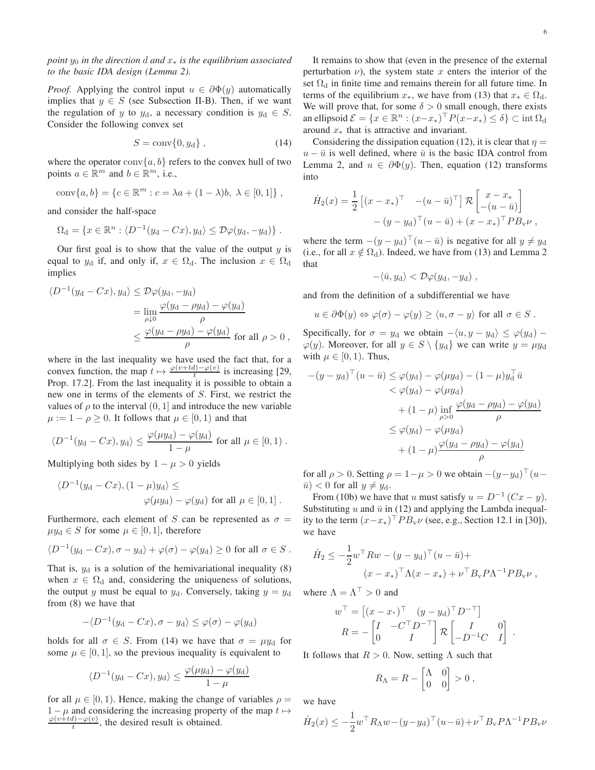*point $y_0$ in the direction $d$ and $x_*$ is the equilibrium associated to the basic IDA design (Lemma 2).*

*Proof.* Applying the control input $u \in \partial\Phi(y)$ automatically implies that $y \in S$ (see Subsection II-B). Then, if we want the regulation of $y$ to $y_{\rm d}$, a necessary condition is $y_{\rm d} \in S$. Consider the following convex set

$$S = \operatorname{conv}\{0, y_{\rm d}\} , \tag{14}$$

where the operator $\operatorname{conv}\{a, b\}$ refers to the convex hull of two points $a \in \mathbb{R}^m$ and $b \in \mathbb{R}^m$, i.e.,

$$\operatorname{conv}\{a, b\} = \{c \in \mathbb{R}^m : c = \lambda a + (1-\lambda)b,\ \lambda \in [0, 1]\} ,$$

and consider the half-space

$$\Omega_{\rm d} = \{x \in \mathbb{R}^n : \langle D^{-1}(y_{\rm d} - Cx), y_{\rm d}\rangle \leq \mathcal{D}\varphi(y_{\rm d}, -y_{\rm d})\} .$$

Our first goal is to show that the value of the output $y$ is equal to $y_{\rm d}$ if, and only if, $x \in \Omega_{\rm d}$. The inclusion $x \in \Omega_{\rm d}$ implies

$$\begin{aligned}
\langle D^{-1}(y_{\rm d} - Cx), y_{\rm d}\rangle &\leq \mathcal{D}\varphi(y_{\rm d}, -y_{\rm d}) \\
&= \lim_{\rho \downarrow 0} \frac{\varphi(y_{\rm d} - \rho y_{\rm d}) - \varphi(y_{\rm d})}{\rho} \\
&\leq \frac{\varphi(y_{\rm d} - \rho y_{\rm d}) - \varphi(y_{\rm d})}{\rho} \text{ for all } \rho > 0 ,
\end{aligned}$$

where in the last inequality we have used the fact that, for a convex function, the map $t \mapsto \frac{\varphi(v+td)-\varphi(v)}{t}$ is increasing [29, Prop. 17.2]. From the last inequality it is possible to obtain a new one in terms of the elements of $S$. First, we restrict the values of $\rho$ to the interval $(0, 1]$ and introduce the new variable $\mu := 1 - \rho \geq 0$. It follows that $\mu \in [0, 1)$ and that

$$\langle D^{-1}(y_{\rm d} - Cx), y_{\rm d}\rangle \leq \frac{\varphi(\mu y_{\rm d}) - \varphi(y_{\rm d})}{1-\mu} \text{ for all } \mu \in [0, 1) .$$

Multiplying both sides by $1 - \mu > 0$ yields

$$\begin{aligned}
\langle D^{-1}(y_{\rm d} - Cx), (1-\mu)y_{\rm d}\rangle &\leq \\
&\varphi(\mu y_{\rm d}) - \varphi(y_{\rm d}) \text{ for all } \mu \in [0, 1] .
\end{aligned}$$

Furthermore, each element of $S$ can be represented as $\sigma = \mu y_{\rm d} \in S$ for some $\mu \in [0, 1]$, therefore

$$\langle D^{-1}(y_{\rm d} - Cx), \sigma - y_{\rm d}\rangle + \varphi(\sigma) - \varphi(y_{\rm d}) \geq 0 \text{ for all } \sigma \in S .$$

That is, $y_{\rm d}$ is a solution of the hemivariational inequality (8) when $x \in \Omega_{\rm d}$ and, considering the uniqueness of solutions, the output $y$ must be equal to $y_{\rm d}$. Conversely, taking $y = y_{\rm d}$ from (8) we have that

$$-\langle D^{-1}(y_{\rm d} - Cx), \sigma - y_{\rm d}\rangle \leq \varphi(\sigma) - \varphi(y_{\rm d})$$

holds for all $\sigma \in S$. From (14) we have that $\sigma = \mu y_{\rm d}$ for some $\mu \in [0, 1]$, so the previous inequality is equivalent to

$$\langle D^{-1}(y_{\rm d} - Cx), y_{\rm d}\rangle \leq \frac{\varphi(\mu y_{\rm d}) - \varphi(y_{\rm d})}{1-\mu}$$

for all $\mu \in [0, 1)$. Hence, making the change of variables $\rho = 1 - \mu$ and considering the increasing property of the map $t \mapsto \frac{\varphi(v+td)-\varphi(v)}{t}$, the desired result is obtained.

It remains to show that (even in the presence of the external perturbation $\nu$), the system state $x$ enters the interior of the set $\Omega_{\rm d}$ in finite time and remains therein for all future time. In terms of the equilibrium $x_*$, we have from (13) that $x_* \in \Omega_{\rm d}$. We will prove that, for some $\delta > 0$ small enough, there exists an ellipsoid $\mathcal{E} = \{x \in \mathbb{R}^n : (x - x_*)^\top P(x - x_*) \leq \delta\} \subset \operatorname{int} \Omega_{\rm d}$ around $x_*$ that is attractive and invariant.

Considering the dissipation equation (12), it is clear that $\eta = u - \bar{u}$ is well defined, where $\bar{u}$ is the basic IDA control from Lemma 2, and $u \in \partial\Phi(y)$. Then, equation (12) transforms into

$$\begin{aligned}
\dot{H}_2(x) = \frac{1}{2}\begin{bmatrix}(x - x_*)^\top & -(u - \bar{u})^\top\end{bmatrix} \mathcal{R} \begin{bmatrix} x - x_* \\ -(u - \bar{u})\end{bmatrix} \\
- (y - y_{\rm d})^\top (u - \bar{u}) + (x - x_*)^\top P B_{\rm v} \nu ,
\end{aligned}$$

where the term $-(y - y_{\rm d})^\top (u - \bar{u})$ is negative for all $y \neq y_{\rm d}$ (i.e., for all $x \notin \Omega_{\rm d}$). Indeed, we have from (13) and Lemma 2 that

$$-\langle \bar{u}, y_{\rm d}\rangle < \mathcal{D}\varphi(y_{\rm d}, -y_{\rm d}) ,$$

and from the definition of a subdifferential we have

$$u \in \partial\Phi(y) \Leftrightarrow \varphi(\sigma) - \varphi(y) \geq \langle u, \sigma - y\rangle \text{ for all } \sigma \in S .$$

Specifically, for $\sigma = y_{\rm d}$ we obtain $-\langle u, y - y_{\rm d}\rangle \leq \varphi(y_{\rm d}) - \varphi(y)$. Moreover, for all $y \in S \setminus \{y_{\rm d}\}$ we can write $y = \mu y_{\rm d}$ with $\mu \in [0, 1)$. Thus,

$$\begin{aligned}
-(y - y_{\rm d})^\top (u - \bar{u}) &\leq \varphi(y_{\rm d}) - \varphi(\mu y_{\rm d}) - (1-\mu) y_{\rm d}^\top \bar{u} \\
&< \varphi(y_{\rm d}) - \varphi(\mu y_{\rm d}) \\
&\quad + (1-\mu) \inf_{\rho > 0} \frac{\varphi(y_{\rm d} - \rho y_{\rm d}) - \varphi(y_{\rm d})}{\rho} \\
&\leq \varphi(y_{\rm d}) - \varphi(\mu y_{\rm d}) \\
&\quad + (1-\mu) \frac{\varphi(y_{\rm d} - \rho y_{\rm d}) - \varphi(y_{\rm d})}{\rho}
\end{aligned}$$

for all $\rho > 0$. Setting $\rho = 1 - \mu > 0$ we obtain $-(y - y_{\rm d})^\top (u - \bar{u}) < 0$ for all $y \neq y_{\rm d}$.

From (10b) we have that $u$ must satisfy $u = D^{-1}(Cx - y)$. Substituting $u$ and $\bar{u}$ in (12) and applying the Lambda inequality to the term $(x - x_*)^\top P B_{\rm v} \nu$ (see, e.g., Section 12.1 in [30]), we have

$$\begin{aligned}
\dot{H}_2 \leq -\frac{1}{2} w^\top R w - (y - y_{\rm d})^\top (u - \bar{u}) + \\
(x - x_*)^\top \Lambda (x - x_*) + \nu^\top B_{\rm v} P \Lambda^{-1} P B_{\rm v} \nu ,
\end{aligned}$$

where $\Lambda = \Lambda^\top > 0$ and

$$\begin{aligned}
w^\top &= \begin{bmatrix}(x - x_*)^\top & (y - y_{\rm d})^\top D^{-\top}\end{bmatrix} \\
R &= -\begin{bmatrix} I & -C^\top D^{-\top} \\ 0 & I\end{bmatrix} \mathcal{R} \begin{bmatrix} I & 0 \\ -D^{-1}C & I\end{bmatrix} .
\end{aligned}$$

It follows that $R > 0$. Now, setting $\Lambda$ such that

$$R_\Lambda = R - \begin{bmatrix}\Lambda & 0 \\ 0 & 0\end{bmatrix} > 0 ,$$

we have

$$\dot{H}_2(x) \leq -\frac{1}{2} w^\top R_\Lambda w - (y - y_{\rm d})^\top (u - \bar{u}) + \nu^\top B_{\rm v} P \Lambda^{-1} P B_{\rm v} \nu$$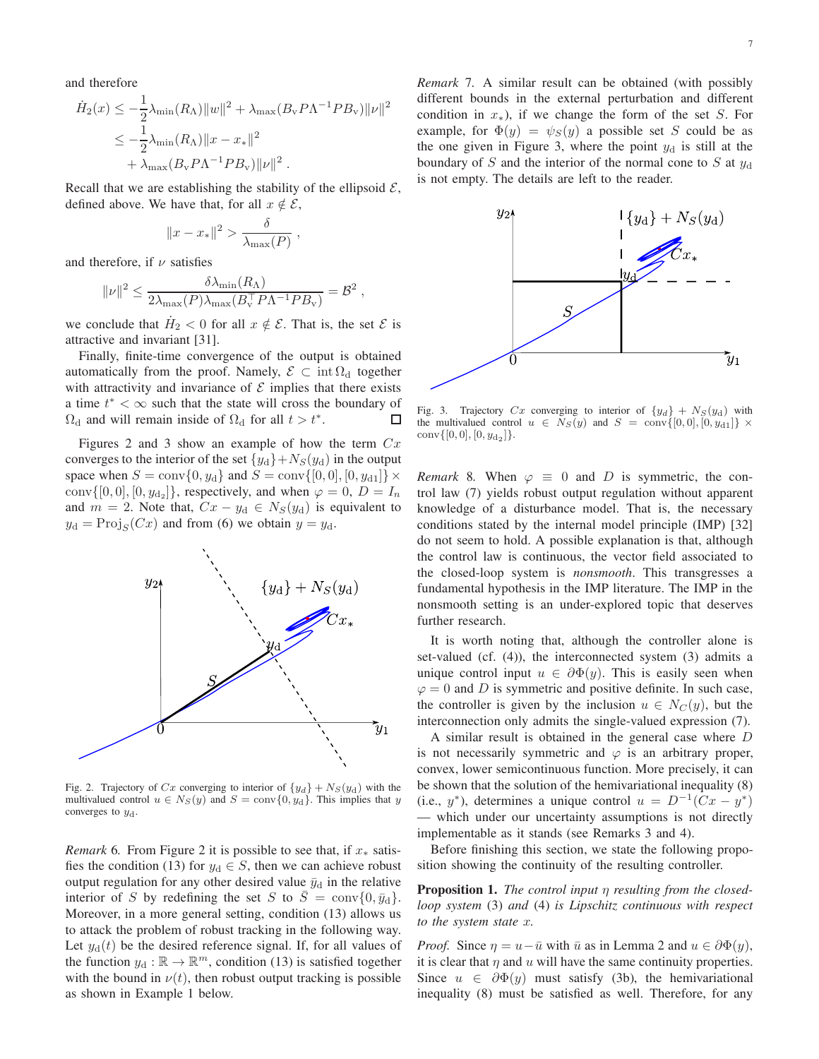and therefore

$$\dot{H}_2(x) \le -\frac{1}{2}\lambda_{\min}(R_\Lambda)\|w\|^2 + \lambda_{\max}(B_{\rm v} P \Lambda^{-1} P B_{\rm v})\|\nu\|^2$$
$$\le -\frac{1}{2}\lambda_{\min}(R_\Lambda)\|x - x_*\|^2 + \lambda_{\max}(B_{\rm v} P \Lambda^{-1} P B_{\rm v})\|\nu\|^2 .$$

Recall that we are establishing the stability of the ellipsoid $\mathcal{E}$, defined above. We have that, for all $x \notin \mathcal{E}$,

$$\|x - x_*\|^2 > \frac{\delta}{\lambda_{\max}(P)} ,$$

and therefore, if $\nu$ satisfies

$$\|\nu\|^2 \le \frac{\delta \lambda_{\min}(R_\Lambda)}{2\lambda_{\max}(P)\lambda_{\max}(B_{\rm v}^\top P \Lambda^{-1} P B_{\rm v})} = \mathcal{B}^2 ,$$

we conclude that $\dot{H}_2 < 0$ for all $x \notin \mathcal{E}$. That is, the set $\mathcal{E}$ is attractive and invariant [31].

Finally, finite-time convergence of the output is obtained automatically from the proof. Namely, $\mathcal{E} \subset \operatorname{int}\Omega_{\rm d}$ together with attractivity and invariance of $\mathcal{E}$ implies that there exists a time $t^* < \infty$ such that the state will cross the boundary of $\Omega_{\rm d}$ and will remain inside of $\Omega_{\rm d}$ for all $t > t^*$. □

Figures 2 and 3 show an example of how the term $Cx$ converges to the interior of the set $\{y_{\rm d}\} + N_S(y_{\rm d})$ in the output space when $S = \operatorname{conv}\{0, y_{\rm d}\}$ and $S = \operatorname{conv}\{[0,0],[0,y_{\rm d1}]\} \times \operatorname{conv}\{[0,0],[0,y_{\rm d_2}]\}$, respectively, and when $\varphi = 0$, $D = I_n$ and $m = 2$. Note that, $Cx - y_{\rm d} \in N_S(y_{\rm d})$ is equivalent to $y_{\rm d} = \operatorname{Proj}_S(Cx)$ and from (6) we obtain $y = y_{\rm d}$.

Fig. 2. Trajectory of $Cx$ converging to interior of $\{y_d\} + N_S(y_{\rm d})$ with the multivalued control $u \in N_S(y)$ and $S = \operatorname{conv}\{0, y_{\rm d}\}$. This implies that $y$ converges to $y_{\rm d}$.

*Remark* 6. From Figure 2 it is possible to see that, if $x_*$ satisfies the condition (13) for $y_{\rm d} \in S$, then we can achieve robust output regulation for any other desired value $\bar{y}_{\rm d}$ in the relative interior of $S$ by redefining the set $S$ to $\bar{S} = \operatorname{conv}\{0, \bar{y}_{\rm d}\}$. Moreover, in a more general setting, condition (13) allows us to attack the problem of robust tracking in the following way. Let $y_{\rm d}(t)$ be the desired reference signal. If, for all values of the function $y_{\rm d} : \mathbb{R} \to \mathbb{R}^m$, condition (13) is satisfied together with the bound in $\nu(t)$, then robust output tracking is possible as shown in Example 1 below.

*Remark* 7. A similar result can be obtained (with possibly different bounds in the external perturbation and different condition in $x_*$), if we change the form of the set $S$. For example, for $\Phi(y) = \psi_S(y)$ a possible set $S$ could be as the one given in Figure 3, where the point $y_{\rm d}$ is still at the boundary of $S$ and the interior of the normal cone to $S$ at $y_{\rm d}$ is not empty. The details are left to the reader.

Fig. 3. Trajectory $Cx$ converging to interior of $\{y_d\} + N_S(y_{\rm d})$ with the multivalued control $u \in N_S(y)$ and $S = \operatorname{conv}\{[0,0],[0,y_{\rm d1}]\} \times \operatorname{conv}\{[0,0],[0,y_{\rm d_2}]\}$.

*Remark* 8. When $\varphi \equiv 0$ and $D$ is symmetric, the control law (7) yields robust output regulation without apparent knowledge of a disturbance model. That is, the necessary conditions stated by the internal model principle (IMP) [32] do not seem to hold. A possible explanation is that, although the control law is continuous, the vector field associated to the closed-loop system is *nonsmooth*. This transgresses a fundamental hypothesis in the IMP literature. The IMP in the nonsmooth setting is an under-explored topic that deserves further research.

It is worth noting that, although the controller alone is set-valued (cf. (4)), the interconnected system (3) admits a unique control input $u \in \partial\Phi(y)$. This is easily seen when $\varphi = 0$ and $D$ is symmetric and positive definite. In such case, the controller is given by the inclusion $u \in N_C(y)$, but the interconnection only admits the single-valued expression (7).

A similar result is obtained in the general case where $D$ is not necessarily symmetric and $\varphi$ is an arbitrary proper, convex, lower semicontinuous function. More precisely, it can be shown that the solution of the hemivariational inequality (8) (i.e., $y^*$), determines a unique control $u = D^{-1}(Cx - y^*)$ — which under our uncertainty assumptions is not directly implementable as it stands (see Remarks 3 and 4).

Before finishing this section, we state the following proposition showing the continuity of the resulting controller.

**Proposition 1.** *The control input $\eta$ resulting from the closed-loop system* (3) *and* (4) *is Lipschitz continuous with respect to the system state $x$.*

*Proof.* Since $\eta = u - \bar{u}$ with $\bar{u}$ as in Lemma 2 and $u \in \partial\Phi(y)$, it is clear that $\eta$ and $u$ will have the same continuity properties. Since $u \in \partial\Phi(y)$ must satisfy (3b), the hemivariational inequality (8) must be satisfied as well. Therefore, for any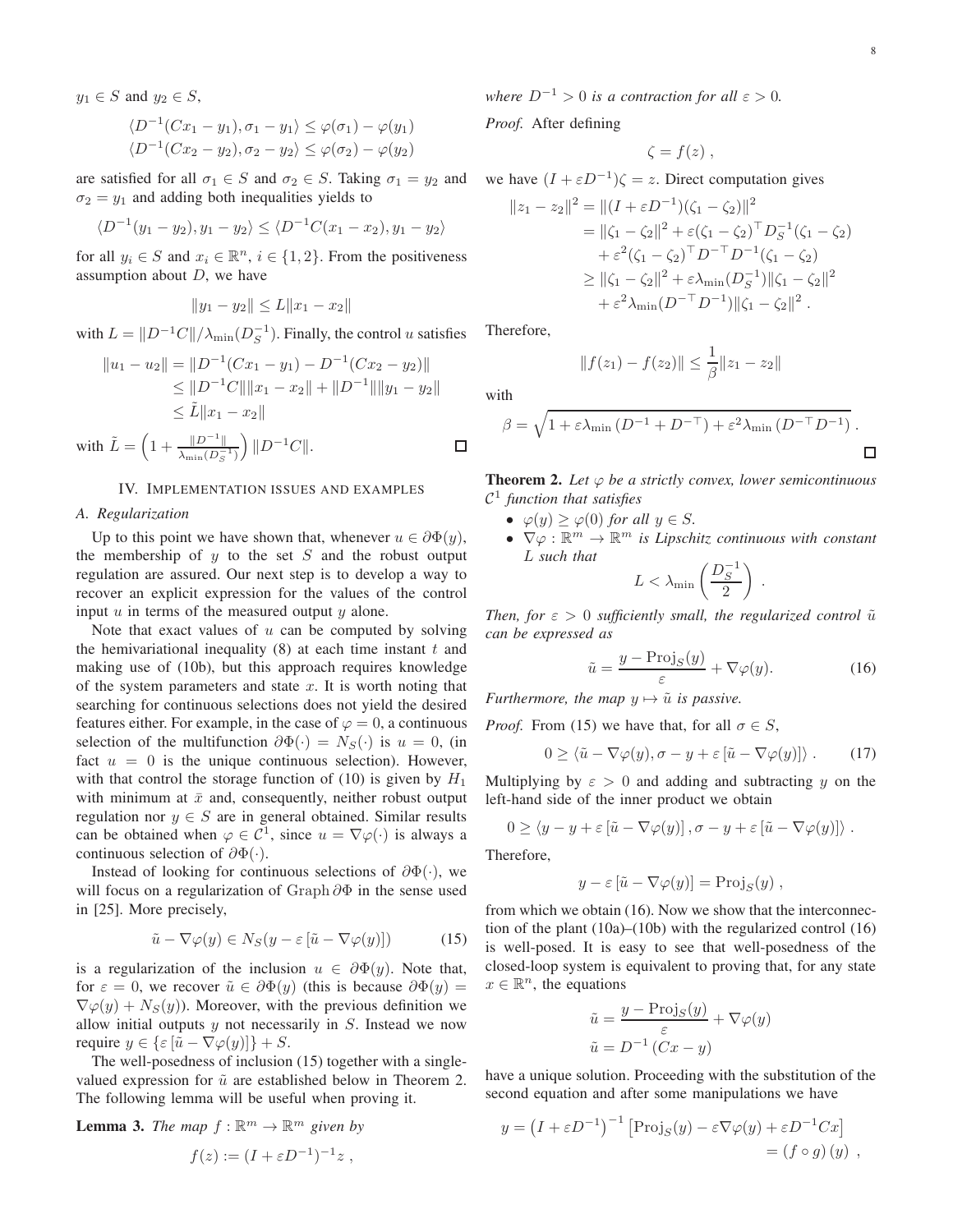$y_1 \in S$ and $y_2 \in S$,

$$\langle D^{-1}(Cx_1 - y_1), \sigma_1 - y_1 \rangle \leq \varphi(\sigma_1) - \varphi(y_1)$$
$$\langle D^{-1}(Cx_2 - y_2), \sigma_2 - y_2 \rangle \leq \varphi(\sigma_2) - \varphi(y_2)$$

are satisfied for all $\sigma_1 \in S$ and $\sigma_2 \in S$. Taking $\sigma_1 = y_2$ and $\sigma_2 = y_1$ and adding both inequalities yields to

$$\langle D^{-1}(y_1 - y_2), y_1 - y_2 \rangle \leq \langle D^{-1}C(x_1 - x_2), y_1 - y_2 \rangle$$

for all $y_i \in S$ and $x_i \in \mathbb{R}^n$, $i \in \{1, 2\}$. From the positiveness assumption about $D$, we have

$$\|y_1 - y_2\| \leq L\|x_1 - x_2\|$$

with $L = \|D^{-1}C\|/\lambda_{\min}(D_S^{-1})$. Finally, the control $u$ satisfies

$$\begin{aligned}
\|u_1 - u_2\| &= \|D^{-1}(Cx_1 - y_1) - D^{-1}(Cx_2 - y_2)\| \\
&\leq \|D^{-1}C\|\|x_1 - x_2\| + \|D^{-1}\|\|y_1 - y_2\| \\
&\leq \tilde{L}\|x_1 - x_2\|
\end{aligned}$$

with $\tilde{L} = \left(1 + \frac{\|D^{-1}\|}{\lambda_{\min}(D_S^{-1})}\right)\|D^{-1}C\|$. □

## IV. Implementation issues and examples

### A. Regularization

Up to this point we have shown that, whenever $u \in \partial\Phi(y)$, the membership of $y$ to the set $S$ and the robust output regulation are assured. Our next step is to develop a way to recover an explicit expression for the values of the control input $u$ in terms of the measured output $y$ alone.

Note that exact values of $u$ can be computed by solving the hemivariational inequality (8) at each time instant $t$ and making use of (10b), but this approach requires knowledge of the system parameters and state $x$. It is worth noting that searching for continuous selections does not yield the desired features either. For example, in the case of $\varphi = 0$, a continuous selection of the multifunction $\partial\Phi(\cdot) = N_S(\cdot)$ is $u = 0$, (in fact $u = 0$ is the unique continuous selection). However, with that control the storage function of (10) is given by $H_1$ with minimum at $\bar{x}$ and, consequently, neither robust output regulation nor $y \in S$ are in general obtained. Similar results can be obtained when $\varphi \in \mathcal{C}^1$, since $u = \nabla\varphi(\cdot)$ is always a continuous selection of $\partial\Phi(\cdot)$.

Instead of looking for continuous selections of $\partial\Phi(\cdot)$, we will focus on a regularization of $\operatorname{Graph}\partial\Phi$ in the sense used in [25]. More precisely,

$$\tilde{u} - \nabla\varphi(y) \in N_S(y - \varepsilon\left[\tilde{u} - \nabla\varphi(y)\right]) \tag{15}$$

is a regularization of the inclusion $u \in \partial\Phi(y)$. Note that, for $\varepsilon = 0$, we recover $\tilde{u} \in \partial\Phi(y)$ (this is because $\partial\Phi(y) = \nabla\varphi(y) + N_S(y)$). Moreover, with the previous definition we allow initial outputs $y$ not necessarily in $S$. Instead we now require $y \in \{\varepsilon\left[\tilde{u} - \nabla\varphi(y)\right]\} + S$.

The well-posedness of inclusion (15) together with a single-valued expression for $\tilde{u}$ are established below in Theorem 2. The following lemma will be useful when proving it.

**Lemma 3.** *The map $f : \mathbb{R}^m \to \mathbb{R}^m$ given by*

$$f(z) := (I + \varepsilon D^{-1})^{-1}z\ ,$$

*where $D^{-1} > 0$ is a contraction for all $\varepsilon > 0$.*

*Proof.* After defining

$$\zeta = f(z)\ ,$$

we have $(I + \varepsilon D^{-1})\zeta = z$. Direct computation gives

$$\begin{aligned}
\|z_1 - z_2\|^2 &= \|(I + \varepsilon D^{-1})(\zeta_1 - \zeta_2)\|^2 \\
&= \|\zeta_1 - \zeta_2\|^2 + \varepsilon(\zeta_1 - \zeta_2)^\top D_S^{-1}(\zeta_1 - \zeta_2) \\
&\quad + \varepsilon^2(\zeta_1 - \zeta_2)^\top D^{-\top}D^{-1}(\zeta_1 - \zeta_2) \\
&\geq \|\zeta_1 - \zeta_2\|^2 + \varepsilon\lambda_{\min}(D_S^{-1})\|\zeta_1 - \zeta_2\|^2 \\
&\quad + \varepsilon^2\lambda_{\min}(D^{-\top}D^{-1})\|\zeta_1 - \zeta_2\|^2\ .
\end{aligned}$$

Therefore,

$$\|f(z_1) - f(z_2)\| \leq \frac{1}{\beta}\|z_1 - z_2\|$$

with

$$\beta = \sqrt{1 + \varepsilon\lambda_{\min}\left(D^{-1} + D^{-\top}\right) + \varepsilon^2\lambda_{\min}\left(D^{-\top}D^{-1}\right)}\ .$$

□

**Theorem 2.** *Let $\varphi$ be a strictly convex, lower semicontinuous $\mathcal{C}^1$ function that satisfies*

- *$\varphi(y) \geq \varphi(0)$ for all $y \in S$.*
- *$\nabla\varphi : \mathbb{R}^m \to \mathbb{R}^m$ is Lipschitz continuous with constant $L$ such that*
$$L < \lambda_{\min}\left(\frac{D_S^{-1}}{2}\right)\ .$$

*Then, for $\varepsilon > 0$ sufficiently small, the regularized control $\tilde{u}$ can be expressed as*

$$\tilde{u} = \frac{y - \operatorname{Proj}_S(y)}{\varepsilon} + \nabla\varphi(y). \tag{16}$$

*Furthermore, the map $y \mapsto \tilde{u}$ is passive.*

*Proof.* From (15) we have that, for all $\sigma \in S$,

$$0 \geq \langle \tilde{u} - \nabla\varphi(y), \sigma - y + \varepsilon\left[\tilde{u} - \nabla\varphi(y)\right] \rangle\ . \tag{17}$$

Multiplying by $\varepsilon > 0$ and adding and subtracting $y$ on the left-hand side of the inner product we obtain

$$0 \geq \langle y - y + \varepsilon\left[\tilde{u} - \nabla\varphi(y)\right], \sigma - y + \varepsilon\left[\tilde{u} - \nabla\varphi(y)\right] \rangle\ .$$

Therefore,

$$y - \varepsilon\left[\tilde{u} - \nabla\varphi(y)\right] = \operatorname{Proj}_S(y)\ ,$$

from which we obtain (16). Now we show that the interconnection of the plant (10a)–(10b) with the regularized control (16) is well-posed. It is easy to see that well-posedness of the closed-loop system is equivalent to proving that, for any state $x \in \mathbb{R}^n$, the equations

$$\tilde{u} = \frac{y - \operatorname{Proj}_S(y)}{\varepsilon} + \nabla\varphi(y)$$
$$\tilde{u} = D^{-1}\left(Cx - y\right)$$

have a unique solution. Proceeding with the substitution of the second equation and after some manipulations we have

$$\begin{aligned}
y = \left(I + \varepsilon D^{-1}\right)^{-1}\left[\operatorname{Proj}_S(y) - \varepsilon\nabla\varphi(y) + \varepsilon D^{-1}Cx\right] \\
= \left(f \circ g\right)(y)\ ,
\end{aligned}$$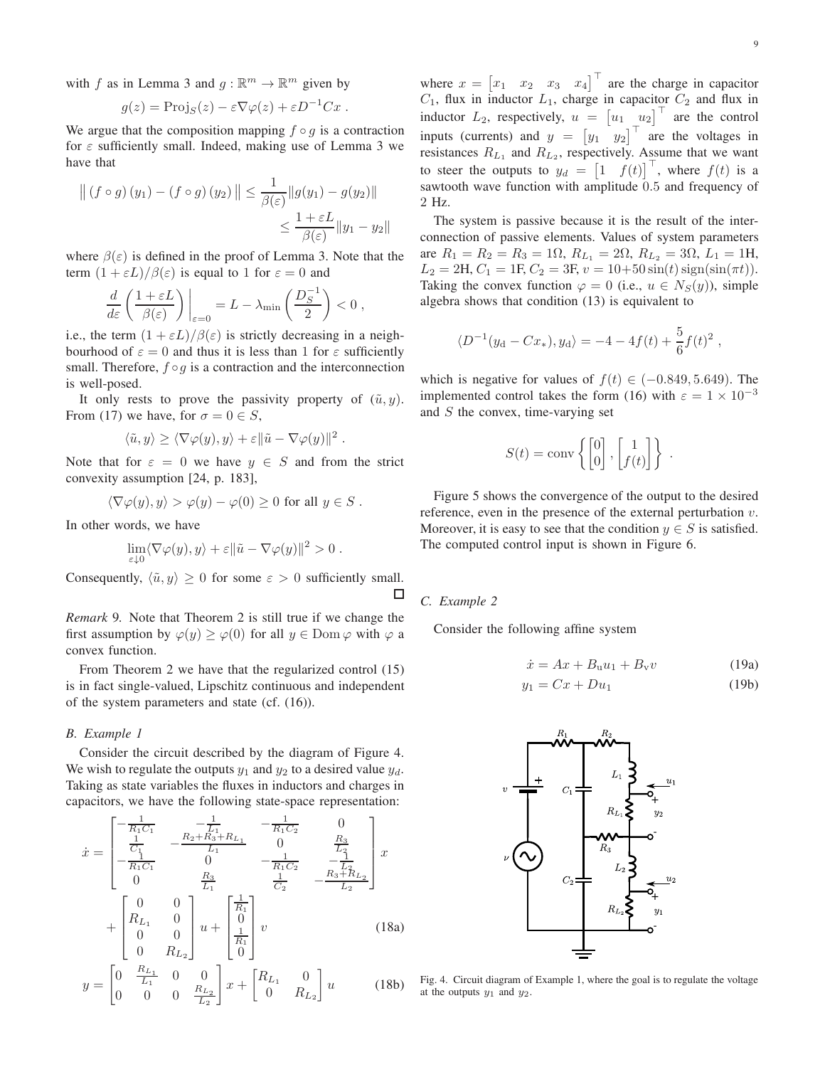with $f$ as in Lemma 3 and $g : \mathbb{R}^m \to \mathbb{R}^m$ given by

$$g(z) = \text{Proj}_S(z) - \varepsilon \nabla\varphi(z) + \varepsilon D^{-1}Cx \ .$$

We argue that the composition mapping $f \circ g$ is a contraction for $\varepsilon$ sufficiently small. Indeed, making use of Lemma 3 we have that

$$\begin{aligned} \left\| (f \circ g)(y_1) - (f \circ g)(y_2) \right\| &\leq \frac{1}{\beta(\varepsilon)} \|g(y_1) - g(y_2)\| \\ &\leq \frac{1 + \varepsilon L}{\beta(\varepsilon)} \|y_1 - y_2\| \end{aligned}$$

where $\beta(\varepsilon)$ is defined in the proof of Lemma 3. Note that the term $(1 + \varepsilon L)/\beta(\varepsilon)$ is equal to 1 for $\varepsilon = 0$ and

$$\frac{d}{d\varepsilon}\left(\frac{1 + \varepsilon L}{\beta(\varepsilon)}\right)\bigg|_{\varepsilon=0} = L - \lambda_{\min}\left(\frac{D_S^{-1}}{2}\right) < 0 \ ,$$

i.e., the term $(1 + \varepsilon L)/\beta(\varepsilon)$ is strictly decreasing in a neighbourhood of $\varepsilon = 0$ and thus it is less than 1 for $\varepsilon$ sufficiently small. Therefore, $f \circ g$ is a contraction and the interconnection is well-posed.

It only rests to prove the passivity property of $(\tilde{u}, y)$. From (17) we have, for $\sigma = 0 \in S$,

$$\langle \tilde{u}, y \rangle \geq \langle \nabla\varphi(y), y \rangle + \varepsilon \|\tilde{u} - \nabla\varphi(y)\|^2 \ .$$

Note that for $\varepsilon = 0$ we have $y \in S$ and from the strict convexity assumption [24, p. 183],

$$\langle \nabla\varphi(y), y \rangle > \varphi(y) - \varphi(0) \geq 0 \text{ for all } y \in S \ .$$

In other words, we have

$$\lim_{\varepsilon \downarrow 0} \langle \nabla\varphi(y), y \rangle + \varepsilon \|\tilde{u} - \nabla\varphi(y)\|^2 > 0 \ .$$

Consequently, $\langle \tilde{u}, y \rangle \geq 0$ for some $\varepsilon > 0$ sufficiently small. $\square$

*Remark* 9. Note that Theorem 2 is still true if we change the first assumption by $\varphi(y) \geq \varphi(0)$ for all $y \in \text{Dom}\,\varphi$ with $\varphi$ a convex function.

From Theorem 2 we have that the regularized control (15) is in fact single-valued, Lipschitz continuous and independent of the system parameters and state (cf. (16)).

### B. Example 1

Consider the circuit described by the diagram of Figure 4. We wish to regulate the outputs $y_1$ and $y_2$ to a desired value $y_d$. Taking as state variables the fluxes in inductors and charges in capacitors, we have the following state-space representation:

$$\begin{aligned} \dot{x} &= \begin{bmatrix} -\frac{1}{R_1 C_1} & -\frac{1}{L_1} & -\frac{1}{R_1 C_2} & 0 \\ \frac{1}{C_1} & -\frac{R_2 + R_3 + R_{L_1}}{L_1} & 0 & \frac{R_3}{L_2} \\ -\frac{1}{R_1 C_1} & 0 & -\frac{1}{R_1 C_2} & -\frac{1}{L_2} \\ 0 & \frac{R_3}{L_1} & \frac{1}{C_2} & -\frac{R_3 + R_{L_2}}{L_2} \end{bmatrix} x \\ &+ \begin{bmatrix} 0 & 0 \\ R_{L_1} & 0 \\ 0 & 0 \\ 0 & R_{L_2} \end{bmatrix} u + \begin{bmatrix} \frac{1}{R_1} \\ 0 \\ \frac{1}{R_1} \\ 0 \end{bmatrix} v \end{aligned} \tag{18a}$$

$$y = \begin{bmatrix} 0 & \frac{R_{L_1}}{L_1} & 0 & 0 \\ 0 & 0 & 0 & \frac{R_{L_2}}{L_2} \end{bmatrix} x + \begin{bmatrix} R_{L_1} & 0 \\ 0 & R_{L_2} \end{bmatrix} u \tag{18b}$$

where $x = \begin{bmatrix} x_1 & x_2 & x_3 & x_4 \end{bmatrix}^\top$ are the charge in capacitor $C_1$, flux in inductor $L_1$, charge in capacitor $C_2$ and flux in inductor $L_2$, respectively, $u = \begin{bmatrix} u_1 & u_2 \end{bmatrix}^\top$ are the control inputs (currents) and $y = \begin{bmatrix} y_1 & y_2 \end{bmatrix}^\top$ are the voltages in resistances $R_{L_1}$ and $R_{L_2}$, respectively. Assume that we want to steer the outputs to $y_d = \begin{bmatrix} 1 & f(t) \end{bmatrix}^\top$, where $f(t)$ is a sawtooth wave function with amplitude 0.5 and frequency of 2 Hz.

The system is passive because it is the result of the interconnection of passive elements. Values of system parameters are $R_1 = R_2 = R_3 = 1\Omega$, $R_{L_1} = 2\Omega$, $R_{L_2} = 3\Omega$, $L_1 = 1$H, $L_2 = 2$H, $C_1 = 1$F, $C_2 = 3$F, $v = 10 + 50\sin(t)\,\text{sign}(\sin(\pi t))$. Taking the convex function $\varphi = 0$ (i.e., $u \in N_S(y)$), simple algebra shows that condition (13) is equivalent to

$$\langle D^{-1}(y_\text{d} - Cx_*), y_\text{d} \rangle = -4 - 4f(t) + \frac{5}{6}f(t)^2 \ ,$$

which is negative for values of $f(t) \in (-0.849, 5.649)$. The implemented control takes the form (16) with $\varepsilon = 1 \times 10^{-3}$ and $S$ the convex, time-varying set

$$S(t) = \text{conv}\left\{ \begin{bmatrix} 0 \\ 0 \end{bmatrix}, \begin{bmatrix} 1 \\ f(t) \end{bmatrix} \right\} \ .$$

Figure 5 shows the convergence of the output to the desired reference, even in the presence of the external perturbation $v$. Moreover, it is easy to see that the condition $y \in S$ is satisfied. The computed control input is shown in Figure 6.

### C. Example 2

Consider the following affine system

$$\dot{x} = Ax + B_\text{u}u_1 + B_\text{v}v \tag{19a}$$

$$y_1 = Cx + Du_1 \tag{19b}$$

Fig. 4. Circuit diagram of Example 1, where the goal is to regulate the voltage at the outputs $y_1$ and $y_2$.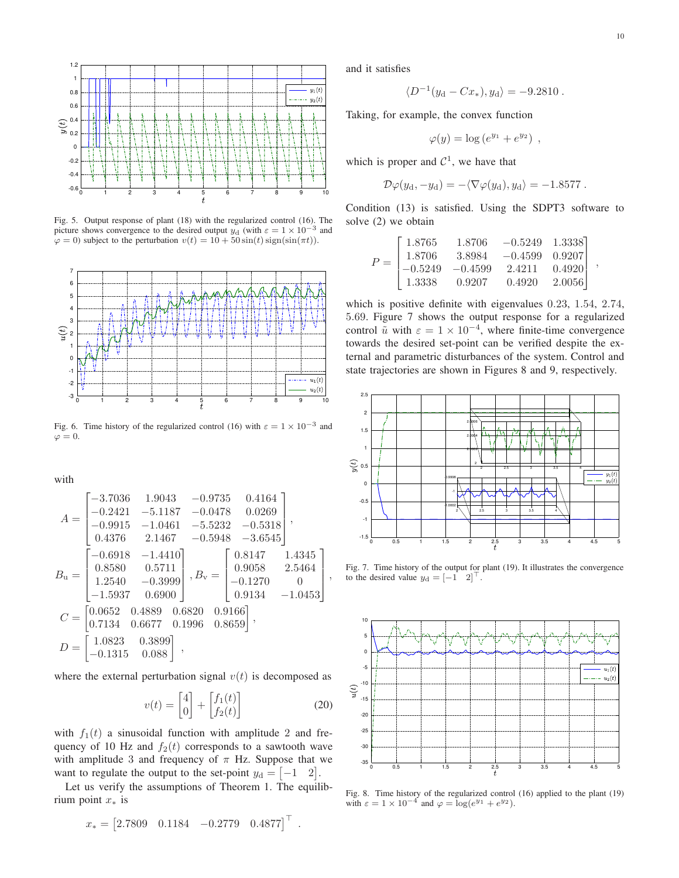Fig. 5. Output response of plant (18) with the regularized control (16). The picture shows convergence to the desired output $y_{\rm d}$ (with $\varepsilon = 1 \times 10^{-3}$ and $\varphi = 0$) subject to the perturbation $v(t) = 10 + 50 \sin(t) \operatorname{sign}(\sin(\pi t))$.

Fig. 6. Time history of the regularized control (16) with $\varepsilon = 1 \times 10^{-3}$ and $\varphi = 0$.

with

$$
A = \begin{bmatrix} -3.7036 & 1.9043 & -0.9735 & 0.4164 \\ -0.2421 & -5.1187 & -0.0478 & 0.0269 \\ -0.9915 & -1.0461 & -5.5232 & -0.5318 \\ 0.4376 & 2.1467 & -0.5948 & -3.6545 \end{bmatrix},
$$

$$
B_{\rm u} = \begin{bmatrix} -0.6918 & -1.4410 \\ 0.8580 & 0.5711 \\ 1.2540 & -0.3999 \\ -1.5937 & 0.6900 \end{bmatrix}, B_{\rm v} = \begin{bmatrix} 0.8147 & 1.4345 \\ 0.9058 & 2.5464 \\ -0.1270 & 0 \\ 0.9134 & -1.0453 \end{bmatrix},
$$

$$
C = \begin{bmatrix} 0.0652 & 0.4889 & 0.6820 & 0.9166 \\ 0.7134 & 0.6677 & 0.1996 & 0.8659 \end{bmatrix},
$$

$$
D = \begin{bmatrix} 1.0823 & 0.3899 \\ -0.1315 & 0.088 \end{bmatrix},
$$

where the external perturbation signal $v(t)$ is decomposed as

$$
v(t) = \begin{bmatrix} 4 \\ 0 \end{bmatrix} + \begin{bmatrix} f_1(t) \\ f_2(t) \end{bmatrix} \tag{20}
$$

with $f_1(t)$ a sinusoidal function with amplitude 2 and frequency of 10 Hz and $f_2(t)$ corresponds to a sawtooth wave with amplitude 3 and frequency of $\pi$ Hz. Suppose that we want to regulate the output to the set-point $y_{\rm d} = \begin{bmatrix} -1 & 2 \end{bmatrix}$.

Let us verify the assumptions of Theorem 1. The equilibrium point $x_*$ is

$$
x_* = \begin{bmatrix} 2.7809 & 0.1184 & -0.2779 & 0.4877 \end{bmatrix}^\top .
$$

and it satisfies

$$
\langle D^{-1}(y_{\rm d} - Cx_*), y_{\rm d} \rangle = -9.2810 .
$$

Taking, for example, the convex function

$$
\varphi(y) = \log\left(e^{y_1} + e^{y_2}\right) ,
$$

which is proper and $\mathcal{C}^1$, we have that

$$
\mathcal{D}\varphi(y_{\rm d}, -y_{\rm d}) = -\langle \nabla\varphi(y_{\rm d}), y_{\rm d} \rangle = -1.8577 .
$$

Condition (13) is satisfied. Using the SDPT3 software to solve (2) we obtain

$$
P = \begin{bmatrix} 1.8765 & 1.8706 & -0.5249 & 1.3338 \\ 1.8706 & 3.8984 & -0.4599 & 0.9207 \\ -0.5249 & -0.4599 & 2.4211 & 0.4920 \\ 1.3338 & 0.9207 & 0.4920 & 2.0056 \end{bmatrix},
$$

which is positive definite with eigenvalues 0.23, 1.54, 2.74, 5.69. Figure 7 shows the output response for a regularized control $\tilde{u}$ with $\varepsilon = 1 \times 10^{-4}$, where finite-time convergence towards the desired set-point can be verified despite the external and parametric disturbances of the system. Control and state trajectories are shown in Figures 8 and 9, respectively.

Fig. 7. Time history of the output for plant (19). It illustrates the convergence to the desired value $y_{\rm d} = [-1 \quad 2]^\top$.

Fig. 8. Time history of the regularized control (16) applied to the plant (19) with $\varepsilon = 1 \times 10^{-4}$ and $\varphi = \log(e^{y_1} + e^{y_2})$.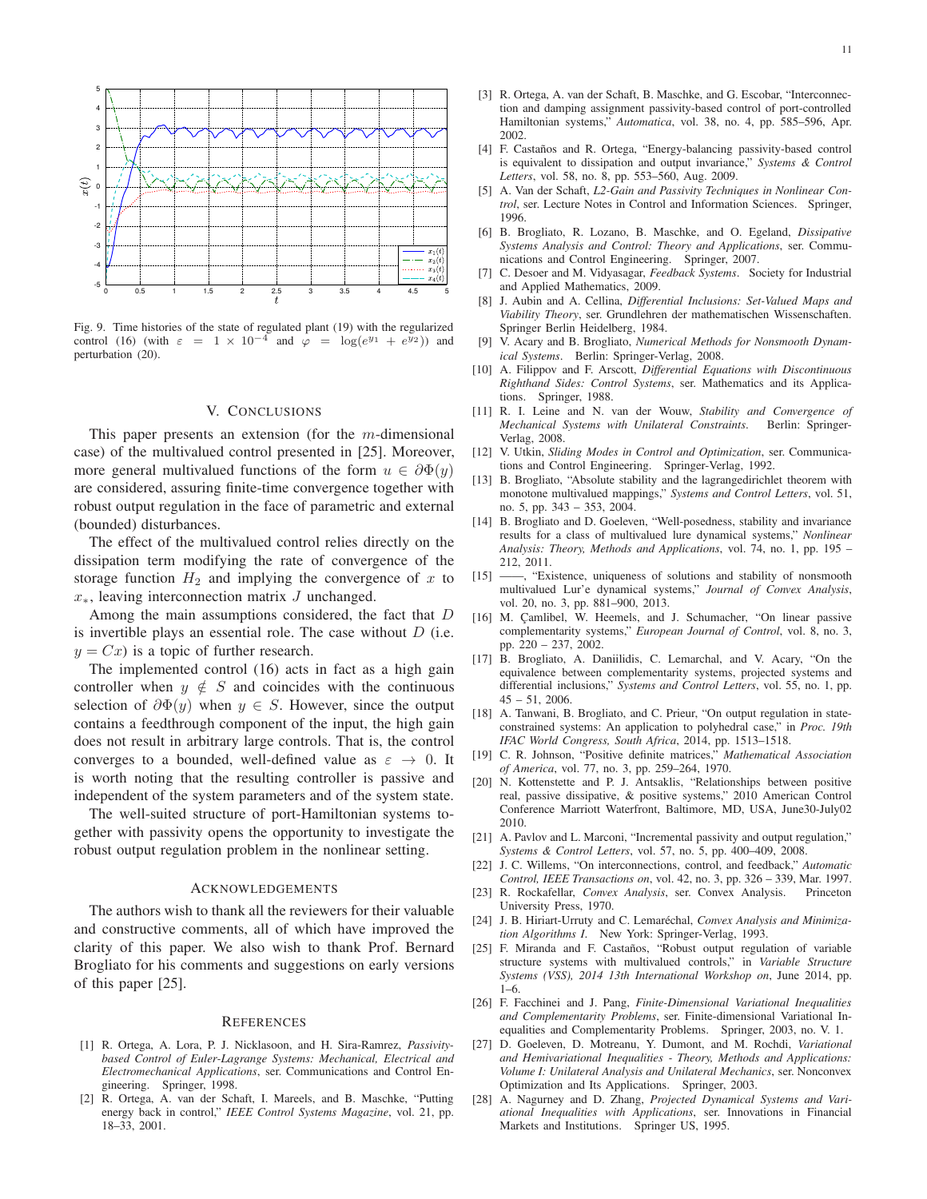Fig. 9. Time histories of the state of regulated plant (19) with the regularized control (16) (with $\varepsilon = 1 \times 10^{-4}$ and $\varphi = \log(e^{y_1} + e^{y_2})$) and perturbation (20).

## V. Conclusions

This paper presents an extension (for the $m$-dimensional case) of the multivalued control presented in [25]. Moreover, more general multivalued functions of the form $u \in \partial\Phi(y)$ are considered, assuring finite-time convergence together with robust output regulation in the face of parametric and external (bounded) disturbances.

The effect of the multivalued control relies directly on the dissipation term modifying the rate of convergence of the storage function $H_2$ and implying the convergence of $x$ to $x_*$, leaving interconnection matrix $J$ unchanged.

Among the main assumptions considered, the fact that $D$ is invertible plays an essential role. The case without $D$ (i.e. $y = Cx$) is a topic of further research.

The implemented control (16) acts in fact as a high gain controller when $y \notin S$ and coincides with the continuous selection of $\partial\Phi(y)$ when $y \in S$. However, since the output contains a feedthrough component of the input, the high gain does not result in arbitrary large controls. That is, the control converges to a bounded, well-defined value as $\varepsilon \to 0$. It is worth noting that the resulting controller is passive and independent of the system parameters and of the system state.

The well-suited structure of port-Hamiltonian systems together with passivity opens the opportunity to investigate the robust output regulation problem in the nonlinear setting.

## Acknowledgements

The authors wish to thank all the reviewers for their valuable and constructive comments, all of which have improved the clarity of this paper. We also wish to thank Prof. Bernard Brogliato for his comments and suggestions on early versions of this paper [25].

## References

[1] R. Ortega, A. Lora, P. J. Nicklasoon, and H. Sira-Ramrez, *Passivity-based Control of Euler-Lagrange Systems: Mechanical, Electrical and Electromechanical Applications*, ser. Communications and Control Engineering. Springer, 1998.

[2] R. Ortega, A. van der Schaft, I. Mareels, and B. Maschke, "Putting energy back in control," *IEEE Control Systems Magazine*, vol. 21, pp. 18–33, 2001.

[3] R. Ortega, A. van der Schaft, B. Maschke, and G. Escobar, "Interconnection and damping assignment passivity-based control of port-controlled Hamiltonian systems," *Automatica*, vol. 38, no. 4, pp. 585–596, Apr. 2002.

[4] F. Castaños and R. Ortega, "Energy-balancing passivity-based control is equivalent to dissipation and output invariance," *Systems & Control Letters*, vol. 58, no. 8, pp. 553–560, Aug. 2009.

[5] A. Van der Schaft, *L2-Gain and Passivity Techniques in Nonlinear Control*, ser. Lecture Notes in Control and Information Sciences. Springer, 1996.

[6] B. Brogliato, R. Lozano, B. Maschke, and O. Egeland, *Dissipative Systems Analysis and Control: Theory and Applications*, ser. Communications and Control Engineering. Springer, 2007.

[7] C. Desoer and M. Vidyasagar, *Feedback Systems*. Society for Industrial and Applied Mathematics, 2009.

[8] J. Aubin and A. Cellina, *Differential Inclusions: Set-Valued Maps and Viability Theory*, ser. Grundlehren der mathematischen Wissenschaften. Springer Berlin Heidelberg, 1984.

[9] V. Acary and B. Brogliato, *Numerical Methods for Nonsmooth Dynamical Systems*. Berlin: Springer-Verlag, 2008.

[10] A. Filippov and F. Arscott, *Differential Equations with Discontinuous Righthand Sides: Control Systems*, ser. Mathematics and its Applications. Springer, 1988.

[11] R. I. Leine and N. van der Wouw, *Stability and Convergence of Mechanical Systems with Unilateral Constraints*. Berlin: Springer-Verlag, 2008.

[12] V. Utkin, *Sliding Modes in Control and Optimization*, ser. Communications and Control Engineering. Springer-Verlag, 1992.

[13] B. Brogliato, "Absolute stability and the lagrangedirichlet theorem with monotone multivalued mappings," *Systems and Control Letters*, vol. 51, no. 5, pp. 343 – 353, 2004.

[14] B. Brogliato and D. Goeleven, "Well-posedness, stability and invariance results for a class of multivalued lure dynamical systems," *Nonlinear Analysis: Theory, Methods and Applications*, vol. 74, no. 1, pp. 195 – 212, 2011.

[15] ——, "Existence, uniqueness of solutions and stability of nonsmooth multivalued Lur'e dynamical systems," *Journal of Convex Analysis*, vol. 20, no. 3, pp. 881–900, 2013.

[16] M. Çamlibel, W. Heemels, and J. Schumacher, "On linear passive complementarity systems," *European Journal of Control*, vol. 8, no. 3, pp. 220 – 237, 2002.

[17] B. Brogliato, A. Daniilidis, C. Lemarchal, and V. Acary, "On the equivalence between complementarity systems, projected systems and differential inclusions," *Systems and Control Letters*, vol. 55, no. 1, pp. 45 – 51, 2006.

[18] A. Tanwani, B. Brogliato, and C. Prieur, "On output regulation in state-constrained systems: An application to polyhedral case," in *Proc. 19th IFAC World Congress, South Africa*, 2014, pp. 1513–1518.

[19] C. R. Johnson, "Positive definite matrices," *Mathematical Association of America*, vol. 77, no. 3, pp. 259–264, 1970.

[20] N. Kottenstette and P. J. Antsaklis, "Relationships between positive real, passive dissipative, & positive systems," 2010 American Control Conference Marriott Waterfront, Baltimore, MD, USA, June30-July02 2010.

[21] A. Pavlov and L. Marconi, "Incremental passivity and output regulation," *Systems & Control Letters*, vol. 57, no. 5, pp. 400–409, 2008.

[22] J. C. Willems, "On interconnections, control, and feedback," *Automatic Control, IEEE Transactions on*, vol. 42, no. 3, pp. 326 – 339, Mar. 1997.

[23] R. Rockafellar, *Convex Analysis*, ser. Convex Analysis. Princeton University Press, 1970.

[24] J. B. Hiriart-Urruty and C. Lemaréchal, *Convex Analysis and Minimization Algorithms I*. New York: Springer-Verlag, 1993.

[25] F. Miranda and F. Castaños, "Robust output regulation of variable structure systems with multivalued controls," in *Variable Structure Systems (VSS), 2014 13th International Workshop on*, June 2014, pp. 1–6.

[26] F. Facchinei and J. Pang, *Finite-Dimensional Variational Inequalities and Complementarity Problems*, ser. Finite-dimensional Variational Inequalities and Complementarity Problems. Springer, 2003, no. V. 1.

[27] D. Goeleven, D. Motreanu, Y. Dumont, and M. Rochdi, *Variational and Hemivariational Inequalities - Theory, Methods and Applications: Volume I: Unilateral Analysis and Unilateral Mechanics*, ser. Nonconvex Optimization and Its Applications. Springer, 2003.

[28] A. Nagurney and D. Zhang, *Projected Dynamical Systems and Variational Inequalities with Applications*, ser. Innovations in Financial Markets and Institutions. Springer US, 1995.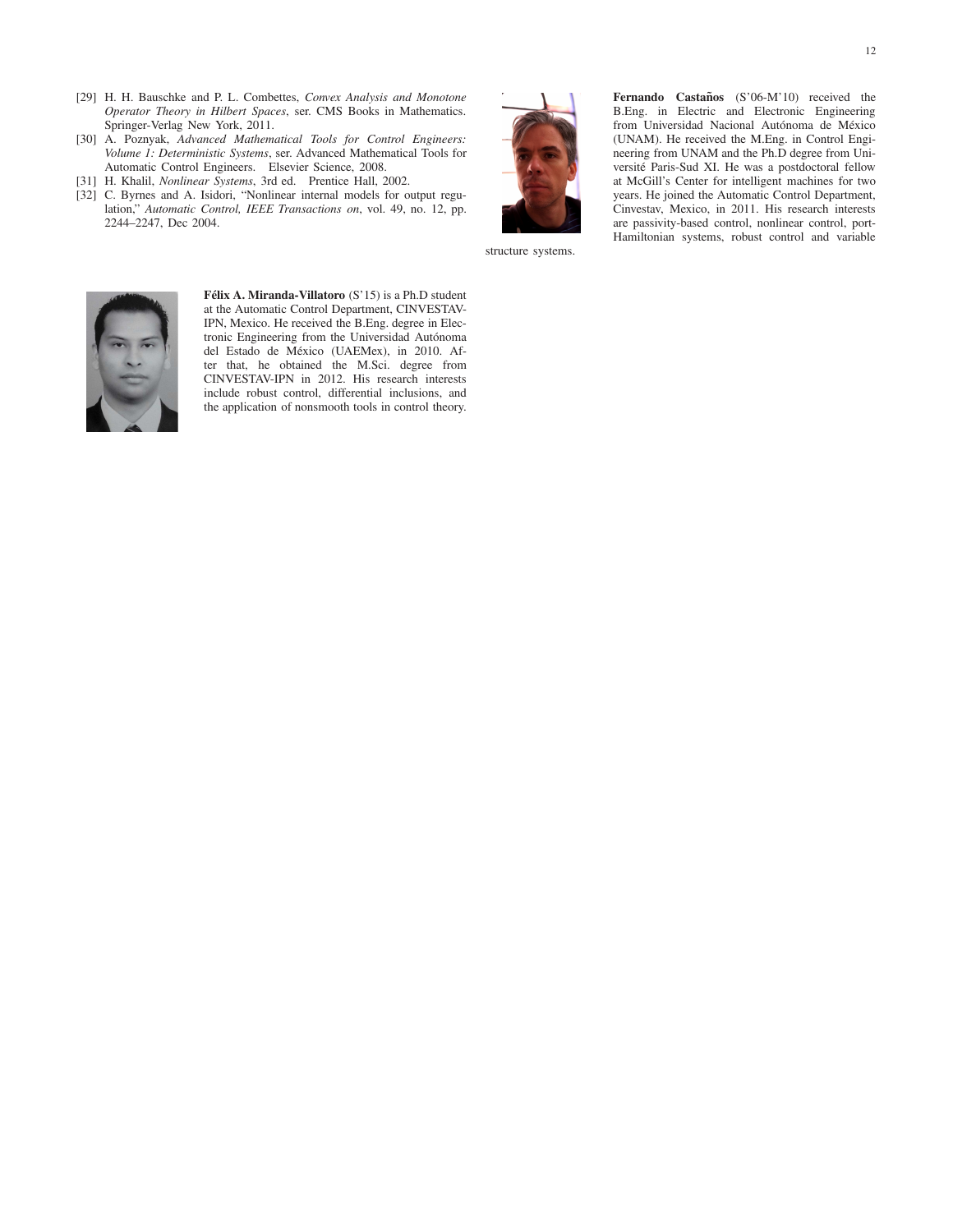[29] H. H. Bauschke and P. L. Combettes, *Convex Analysis and Monotone Operator Theory in Hilbert Spaces*, ser. CMS Books in Mathematics. Springer-Verlag New York, 2011.

[30] A. Poznyak, *Advanced Mathematical Tools for Control Engineers: Volume 1: Deterministic Systems*, ser. Advanced Mathematical Tools for Automatic Control Engineers. Elsevier Science, 2008.

[31] H. Khalil, *Nonlinear Systems*, 3rd ed. Prentice Hall, 2002.

[32] C. Byrnes and A. Isidori, "Nonlinear internal models for output regulation," *Automatic Control, IEEE Transactions on*, vol. 49, no. 12, pp. 2244–2247, Dec 2004.

**Fernando Castaños** (S'06-M'10) received the B.Eng. in Electric and Electronic Engineering from Universidad Nacional Autónoma de México (UNAM). He received the M.Eng. in Control Engineering from UNAM and the Ph.D degree from Université Paris-Sud XI. He was a postdoctoral fellow at McGill's Center for intelligent machines for two years. He joined the Automatic Control Department, Cinvestav, Mexico, in 2011. His research interests are passivity-based control, nonlinear control, port-Hamiltonian systems, robust control and variable structure systems.

**Félix A. Miranda-Villatoro** (S'15) is a Ph.D student at the Automatic Control Department, CINVESTAV-IPN, Mexico. He received the B.Eng. degree in Electronic Engineering from the Universidad Autónoma del Estado de México (UAEMex), in 2010. After that, he obtained the M.Sci. degree from CINVESTAV-IPN in 2012. His research interests include robust control, differential inclusions, and the application of nonsmooth tools in control theory.